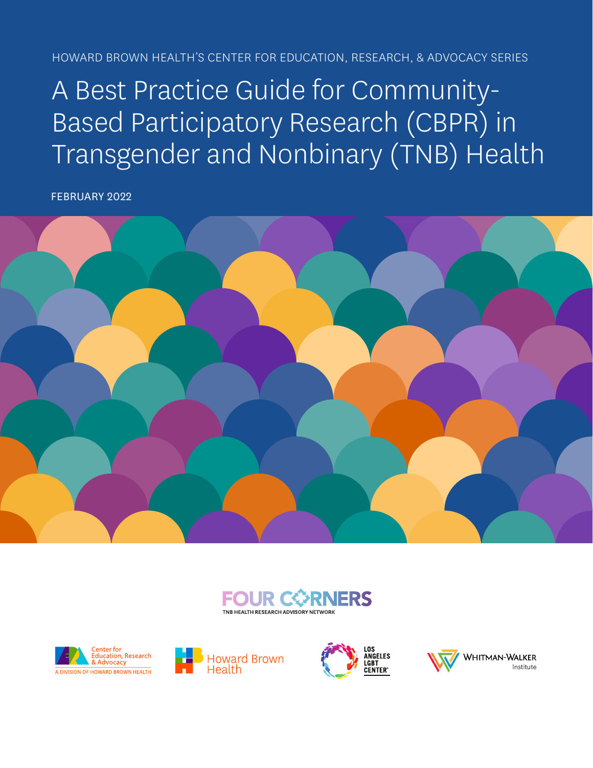HOWARD BROWN HEALTH'S CENTER FOR EDUCATION, RESEARCH, & ADVOCACY SERIES

# A Best Practice Guide for Community-Based Participatory Research (CBPR) in Transgender and Nonbinary (TNB) Health

FEBRUARY 2022

FOUR CORNERS
TNB HEALTH RESEARCH ADVISORY NETWORK

Center for Education, Research & Advocacy
A DIVISION OF HOWARD BROWN HEALTH

Howard Brown Health

LOS ANGELES LGBT CENTER

WHITMAN-WALKER Institute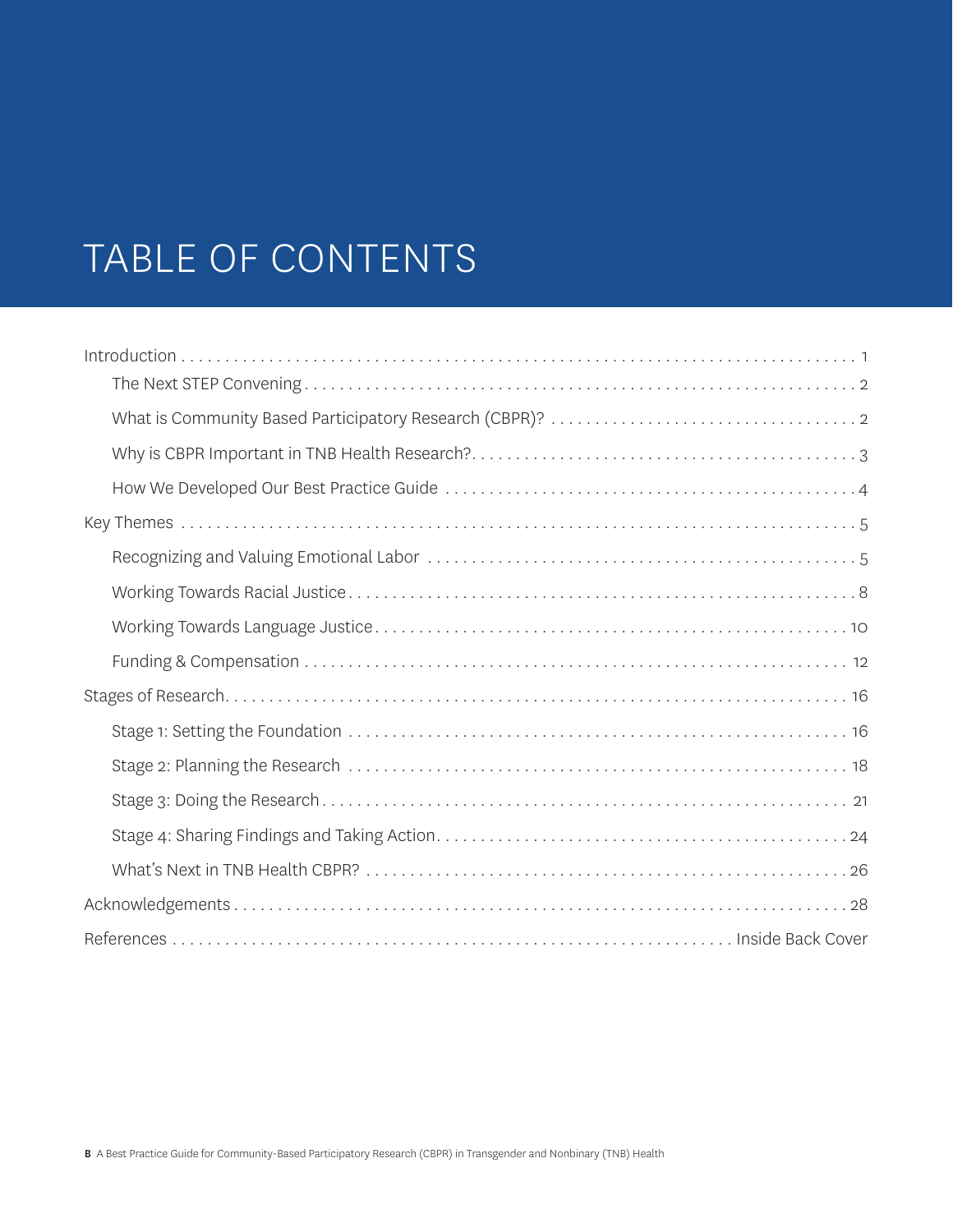# TABLE OF CONTENTS

Introduction . . . . . . . . . . 1
- The Next STEP Convening . . . . . . . . . . 2
- What is Community Based Participatory Research (CBPR)? . . . . . . . . . . 2
- Why is CBPR Important in TNB Health Research? . . . . . . . . . . 3
- How We Developed Our Best Practice Guide . . . . . . . . . . 4

Key Themes . . . . . . . . . . 5
- Recognizing and Valuing Emotional Labor . . . . . . . . . . 5
- Working Towards Racial Justice . . . . . . . . . . 8
- Working Towards Language Justice . . . . . . . . . . 10
- Funding & Compensation . . . . . . . . . . 12

Stages of Research . . . . . . . . . . 16
- Stage 1: Setting the Foundation . . . . . . . . . . 16
- Stage 2: Planning the Research . . . . . . . . . . 18
- Stage 3: Doing the Research . . . . . . . . . . 21
- Stage 4: Sharing Findings and Taking Action . . . . . . . . . . 24
- What's Next in TNB Health CBPR? . . . . . . . . . . 26

Acknowledgements . . . . . . . . . . 28

References . . . . . . . . . . Inside Back Cover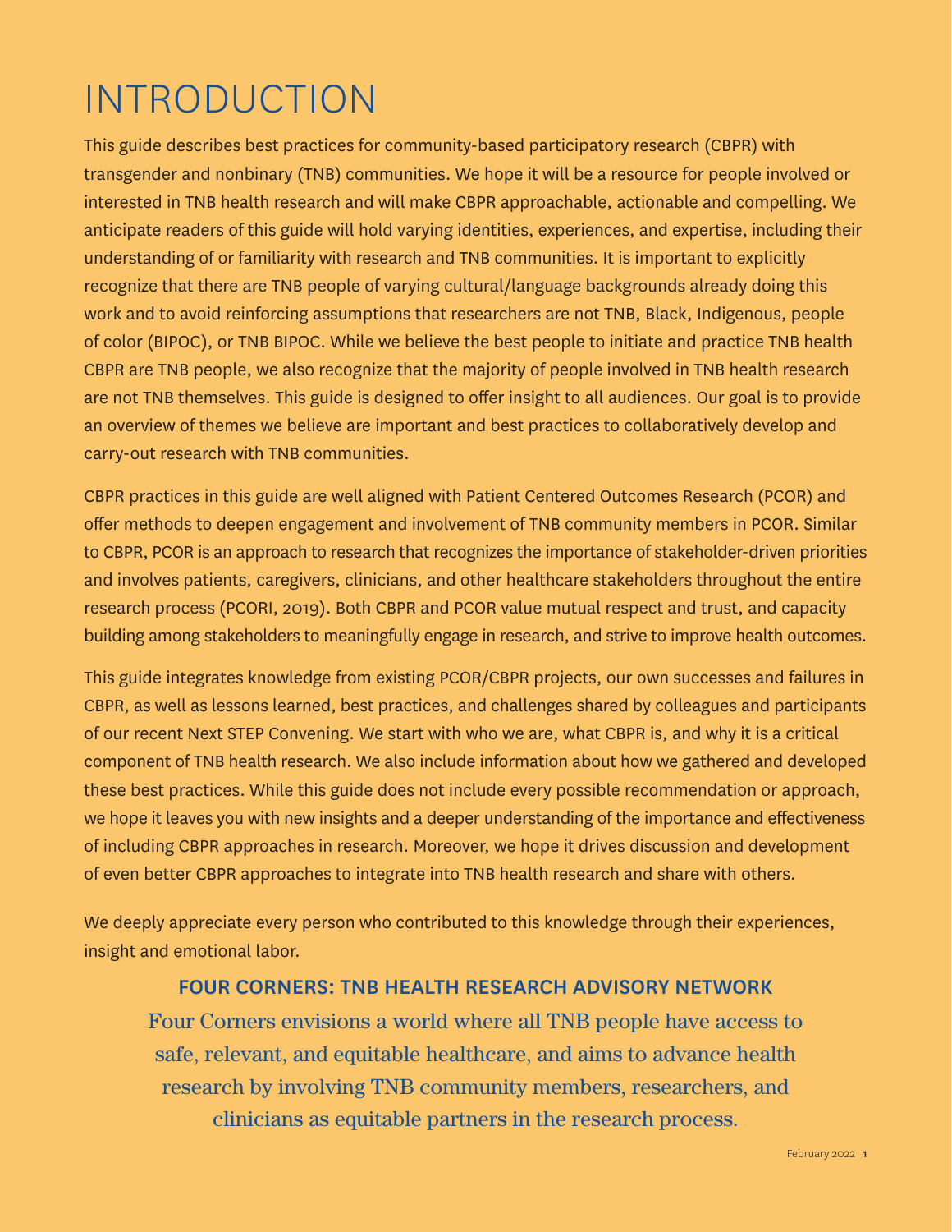# INTRODUCTION

This guide describes best practices for community-based participatory research (CBPR) with transgender and nonbinary (TNB) communities. We hope it will be a resource for people involved or interested in TNB health research and will make CBPR approachable, actionable and compelling. We anticipate readers of this guide will hold varying identities, experiences, and expertise, including their understanding of or familiarity with research and TNB communities. It is important to explicitly recognize that there are TNB people of varying cultural/language backgrounds already doing this work and to avoid reinforcing assumptions that researchers are not TNB, Black, Indigenous, people of color (BIPOC), or TNB BIPOC. While we believe the best people to initiate and practice TNB health CBPR are TNB people, we also recognize that the majority of people involved in TNB health research are not TNB themselves. This guide is designed to offer insight to all audiences. Our goal is to provide an overview of themes we believe are important and best practices to collaboratively develop and carry-out research with TNB communities.

CBPR practices in this guide are well aligned with Patient Centered Outcomes Research (PCOR) and offer methods to deepen engagement and involvement of TNB community members in PCOR. Similar to CBPR, PCOR is an approach to research that recognizes the importance of stakeholder-driven priorities and involves patients, caregivers, clinicians, and other healthcare stakeholders throughout the entire research process (PCORI, 2019). Both CBPR and PCOR value mutual respect and trust, and capacity building among stakeholders to meaningfully engage in research, and strive to improve health outcomes.

This guide integrates knowledge from existing PCOR/CBPR projects, our own successes and failures in CBPR, as well as lessons learned, best practices, and challenges shared by colleagues and participants of our recent Next STEP Convening. We start with who we are, what CBPR is, and why it is a critical component of TNB health research. We also include information about how we gathered and developed these best practices. While this guide does not include every possible recommendation or approach, we hope it leaves you with new insights and a deeper understanding of the importance and effectiveness of including CBPR approaches in research. Moreover, we hope it drives discussion and development of even better CBPR approaches to integrate into TNB health research and share with others.

We deeply appreciate every person who contributed to this knowledge through their experiences, insight and emotional labor.

## FOUR CORNERS: TNB HEALTH RESEARCH ADVISORY NETWORK

Four Corners envisions a world where all TNB people have access to safe, relevant, and equitable healthcare, and aims to advance health research by involving TNB community members, researchers, and clinicians as equitable partners in the research process.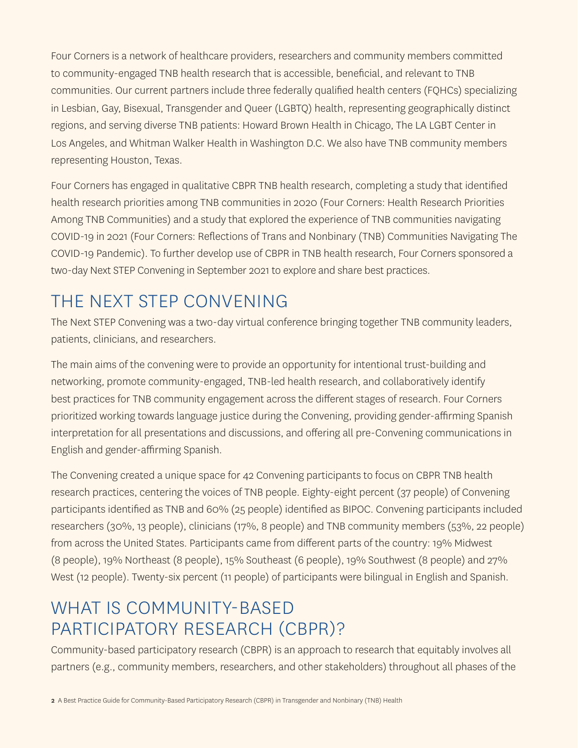Four Corners is a network of healthcare providers, researchers and community members committed to community-engaged TNB health research that is accessible, beneficial, and relevant to TNB communities. Our current partners include three federally qualified health centers (FQHCs) specializing in Lesbian, Gay, Bisexual, Transgender and Queer (LGBTQ) health, representing geographically distinct regions, and serving diverse TNB patients: Howard Brown Health in Chicago, The LA LGBT Center in Los Angeles, and Whitman Walker Health in Washington D.C. We also have TNB community members representing Houston, Texas.

Four Corners has engaged in qualitative CBPR TNB health research, completing a study that identified health research priorities among TNB communities in 2020 (Four Corners: Health Research Priorities Among TNB Communities) and a study that explored the experience of TNB communities navigating COVID-19 in 2021 (Four Corners: Reflections of Trans and Nonbinary (TNB) Communities Navigating The COVID-19 Pandemic). To further develop use of CBPR in TNB health research, Four Corners sponsored a two-day Next STEP Convening in September 2021 to explore and share best practices.

## THE NEXT STEP CONVENING

The Next STEP Convening was a two-day virtual conference bringing together TNB community leaders, patients, clinicians, and researchers.

The main aims of the convening were to provide an opportunity for intentional trust-building and networking, promote community-engaged, TNB-led health research, and collaboratively identify best practices for TNB community engagement across the different stages of research. Four Corners prioritized working towards language justice during the Convening, providing gender-affirming Spanish interpretation for all presentations and discussions, and offering all pre-Convening communications in English and gender-affirming Spanish.

The Convening created a unique space for 42 Convening participants to focus on CBPR TNB health research practices, centering the voices of TNB people. Eighty-eight percent (37 people) of Convening participants identified as TNB and 60% (25 people) identified as BIPOC. Convening participants included researchers (30%, 13 people), clinicians (17%, 8 people) and TNB community members (53%, 22 people) from across the United States. Participants came from different parts of the country: 19% Midwest (8 people), 19% Northeast (8 people), 15% Southeast (6 people), 19% Southwest (8 people) and 27% West (12 people). Twenty-six percent (11 people) of participants were bilingual in English and Spanish.

## WHAT IS COMMUNITY-BASED PARTICIPATORY RESEARCH (CBPR)?

Community-based participatory research (CBPR) is an approach to research that equitably involves all partners (e.g., community members, researchers, and other stakeholders) throughout all phases of the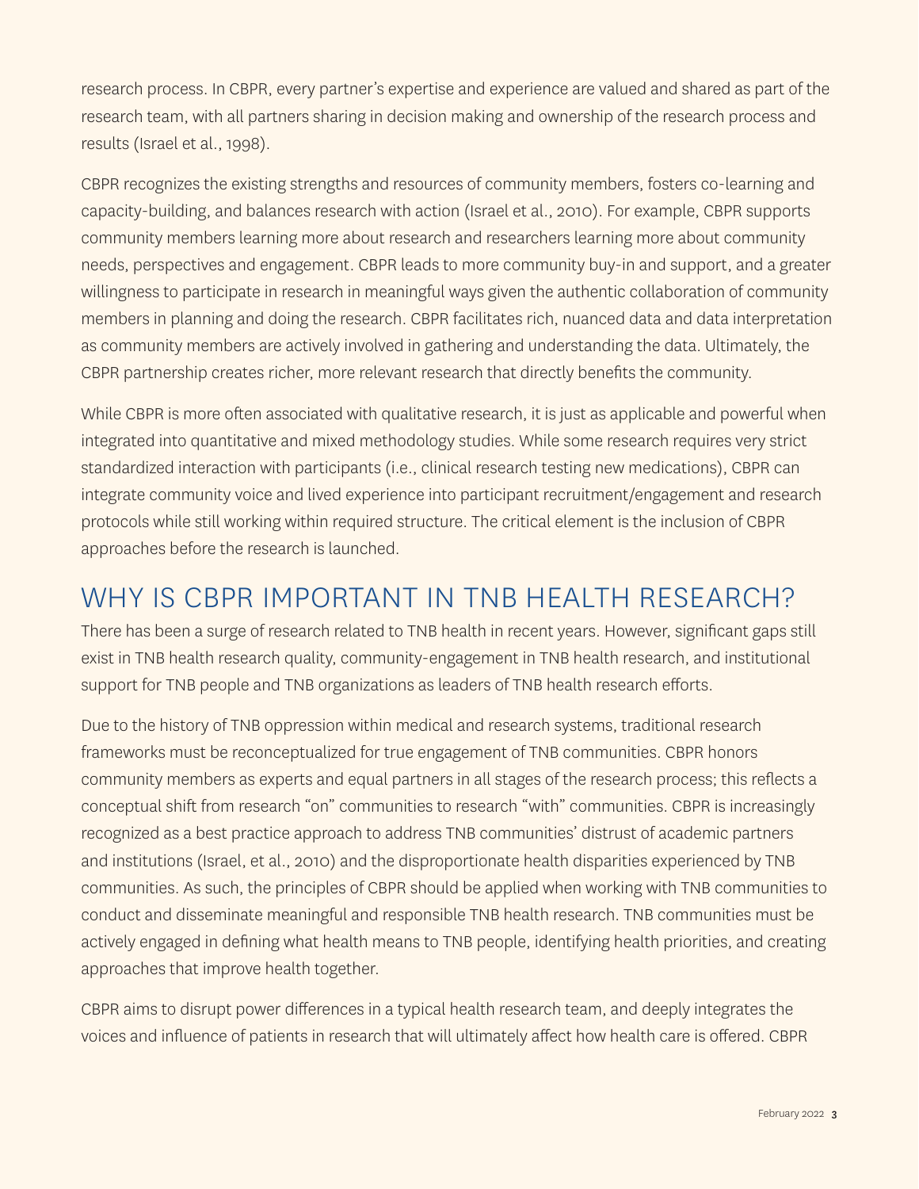research process. In CBPR, every partner's expertise and experience are valued and shared as part of the research team, with all partners sharing in decision making and ownership of the research process and results (Israel et al., 1998).

CBPR recognizes the existing strengths and resources of community members, fosters co-learning and capacity-building, and balances research with action (Israel et al., 2010). For example, CBPR supports community members learning more about research and researchers learning more about community needs, perspectives and engagement. CBPR leads to more community buy-in and support, and a greater willingness to participate in research in meaningful ways given the authentic collaboration of community members in planning and doing the research. CBPR facilitates rich, nuanced data and data interpretation as community members are actively involved in gathering and understanding the data. Ultimately, the CBPR partnership creates richer, more relevant research that directly benefits the community.

While CBPR is more often associated with qualitative research, it is just as applicable and powerful when integrated into quantitative and mixed methodology studies. While some research requires very strict standardized interaction with participants (i.e., clinical research testing new medications), CBPR can integrate community voice and lived experience into participant recruitment/engagement and research protocols while still working within required structure. The critical element is the inclusion of CBPR approaches before the research is launched.

## WHY IS CBPR IMPORTANT IN TNB HEALTH RESEARCH?

There has been a surge of research related to TNB health in recent years. However, significant gaps still exist in TNB health research quality, community-engagement in TNB health research, and institutional support for TNB people and TNB organizations as leaders of TNB health research efforts.

Due to the history of TNB oppression within medical and research systems, traditional research frameworks must be reconceptualized for true engagement of TNB communities. CBPR honors community members as experts and equal partners in all stages of the research process; this reflects a conceptual shift from research "on" communities to research "with" communities. CBPR is increasingly recognized as a best practice approach to address TNB communities' distrust of academic partners and institutions (Israel, et al., 2010) and the disproportionate health disparities experienced by TNB communities. As such, the principles of CBPR should be applied when working with TNB communities to conduct and disseminate meaningful and responsible TNB health research. TNB communities must be actively engaged in defining what health means to TNB people, identifying health priorities, and creating approaches that improve health together.

CBPR aims to disrupt power differences in a typical health research team, and deeply integrates the voices and influence of patients in research that will ultimately affect how health care is offered. CBPR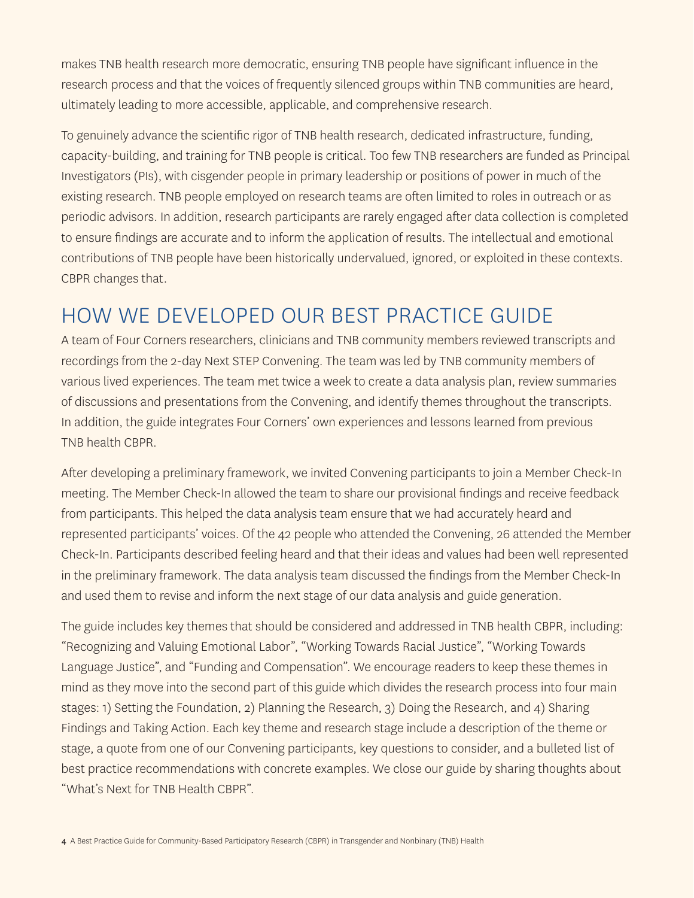makes TNB health research more democratic, ensuring TNB people have significant influence in the research process and that the voices of frequently silenced groups within TNB communities are heard, ultimately leading to more accessible, applicable, and comprehensive research.

To genuinely advance the scientific rigor of TNB health research, dedicated infrastructure, funding, capacity-building, and training for TNB people is critical. Too few TNB researchers are funded as Principal Investigators (PIs), with cisgender people in primary leadership or positions of power in much of the existing research. TNB people employed on research teams are often limited to roles in outreach or as periodic advisors. In addition, research participants are rarely engaged after data collection is completed to ensure findings are accurate and to inform the application of results. The intellectual and emotional contributions of TNB people have been historically undervalued, ignored, or exploited in these contexts. CBPR changes that.

## HOW WE DEVELOPED OUR BEST PRACTICE GUIDE

A team of Four Corners researchers, clinicians and TNB community members reviewed transcripts and recordings from the 2-day Next STEP Convening. The team was led by TNB community members of various lived experiences. The team met twice a week to create a data analysis plan, review summaries of discussions and presentations from the Convening, and identify themes throughout the transcripts. In addition, the guide integrates Four Corners' own experiences and lessons learned from previous TNB health CBPR.

After developing a preliminary framework, we invited Convening participants to join a Member Check-In meeting. The Member Check-In allowed the team to share our provisional findings and receive feedback from participants. This helped the data analysis team ensure that we had accurately heard and represented participants' voices. Of the 42 people who attended the Convening, 26 attended the Member Check-In. Participants described feeling heard and that their ideas and values had been well represented in the preliminary framework. The data analysis team discussed the findings from the Member Check-In and used them to revise and inform the next stage of our data analysis and guide generation.

The guide includes key themes that should be considered and addressed in TNB health CBPR, including: "Recognizing and Valuing Emotional Labor", "Working Towards Racial Justice", "Working Towards Language Justice", and "Funding and Compensation". We encourage readers to keep these themes in mind as they move into the second part of this guide which divides the research process into four main stages: 1) Setting the Foundation, 2) Planning the Research, 3) Doing the Research, and 4) Sharing Findings and Taking Action. Each key theme and research stage include a description of the theme or stage, a quote from one of our Convening participants, key questions to consider, and a bulleted list of best practice recommendations with concrete examples. We close our guide by sharing thoughts about "What's Next for TNB Health CBPR".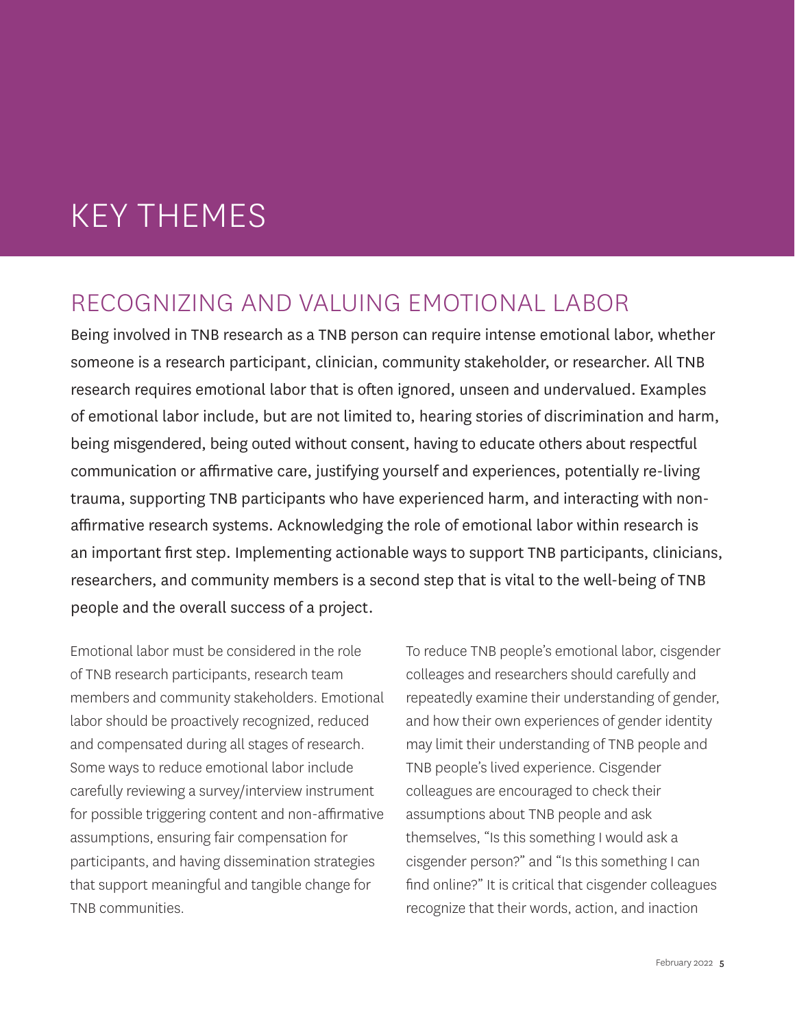# KEY THEMES

## RECOGNIZING AND VALUING EMOTIONAL LABOR

Being involved in TNB research as a TNB person can require intense emotional labor, whether someone is a research participant, clinician, community stakeholder, or researcher. All TNB research requires emotional labor that is often ignored, unseen and undervalued. Examples of emotional labor include, but are not limited to, hearing stories of discrimination and harm, being misgendered, being outed without consent, having to educate others about respectful communication or affirmative care, justifying yourself and experiences, potentially re-living trauma, supporting TNB participants who have experienced harm, and interacting with non-affirmative research systems. Acknowledging the role of emotional labor within research is an important first step. Implementing actionable ways to support TNB participants, clinicians, researchers, and community members is a second step that is vital to the well-being of TNB people and the overall success of a project.

Emotional labor must be considered in the role of TNB research participants, research team members and community stakeholders. Emotional labor should be proactively recognized, reduced and compensated during all stages of research. Some ways to reduce emotional labor include carefully reviewing a survey/interview instrument for possible triggering content and non-affirmative assumptions, ensuring fair compensation for participants, and having dissemination strategies that support meaningful and tangible change for TNB communities.

To reduce TNB people's emotional labor, cisgender colleages and researchers should carefully and repeatedly examine their understanding of gender, and how their own experiences of gender identity may limit their understanding of TNB people and TNB people's lived experience. Cisgender colleagues are encouraged to check their assumptions about TNB people and ask themselves, "Is this something I would ask a cisgender person?" and "Is this something I can find online?" It is critical that cisgender colleagues recognize that their words, action, and inaction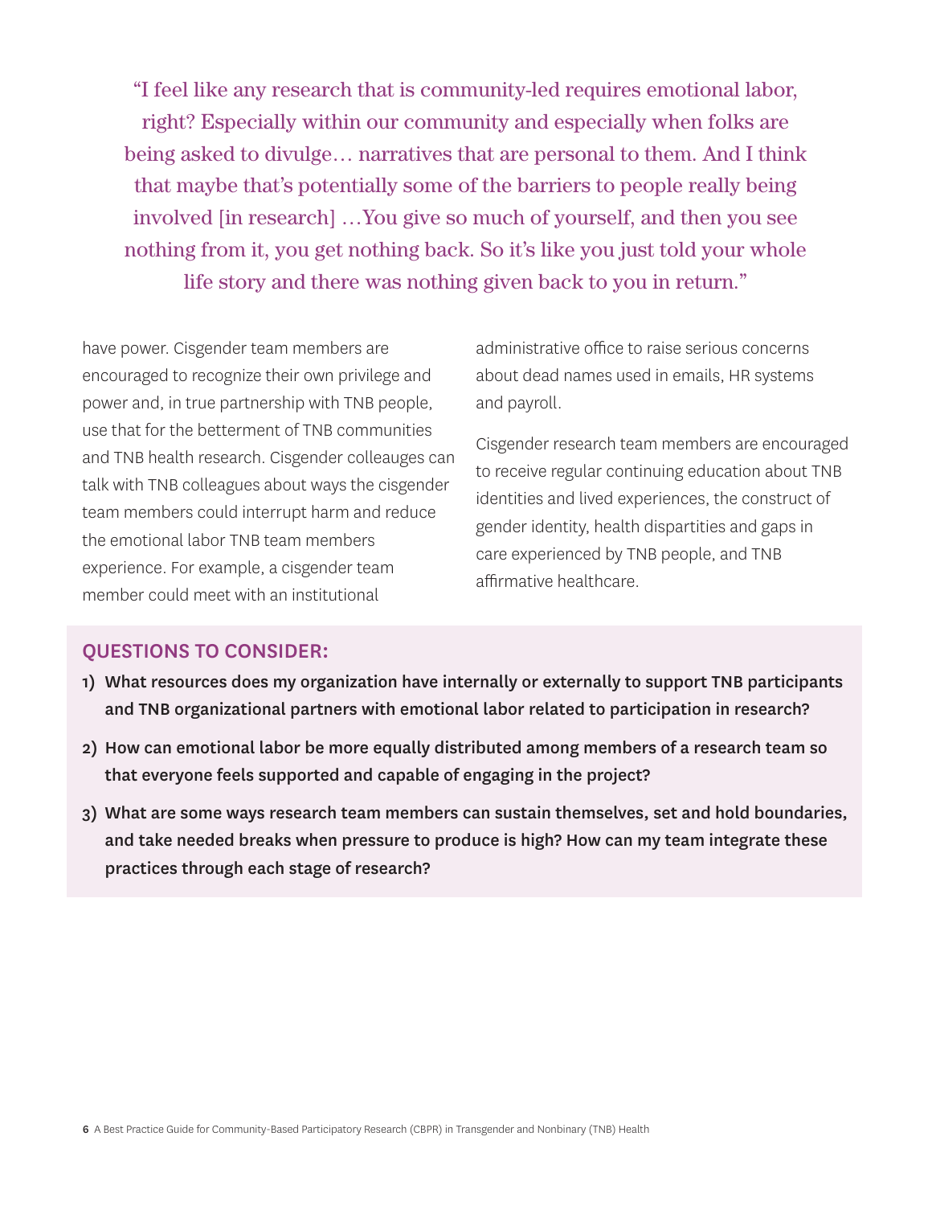> "I feel like any research that is community-led requires emotional labor, right? Especially within our community and especially when folks are being asked to divulge… narratives that are personal to them. And I think that maybe that's potentially some of the barriers to people really being involved [in research] …You give so much of yourself, and then you see nothing from it, you get nothing back. So it's like you just told your whole life story and there was nothing given back to you in return."

have power. Cisgender team members are encouraged to recognize their own privilege and power and, in true partnership with TNB people, use that for the betterment of TNB communities and TNB health research. Cisgender colleauges can talk with TNB colleagues about ways the cisgender team members could interrupt harm and reduce the emotional labor TNB team members experience. For example, a cisgender team member could meet with an institutional administrative office to raise serious concerns about dead names used in emails, HR systems and payroll.

Cisgender research team members are encouraged to receive regular continuing education about TNB identities and lived experiences, the construct of gender identity, health disparties and gaps in care experienced by TNB people, and TNB affirmative healthcare.

## QUESTIONS TO CONSIDER:

1) **What resources does my organization have internally or externally to support TNB participants and TNB organizational partners with emotional labor related to participation in research?**
2) **How can emotional labor be more equally distributed among members of a research team so that everyone feels supported and capable of engaging in the project?**
3) **What are some ways research team members can sustain themselves, set and hold boundaries, and take needed breaks when pressure to produce is high? How can my team integrate these practices through each stage of research?**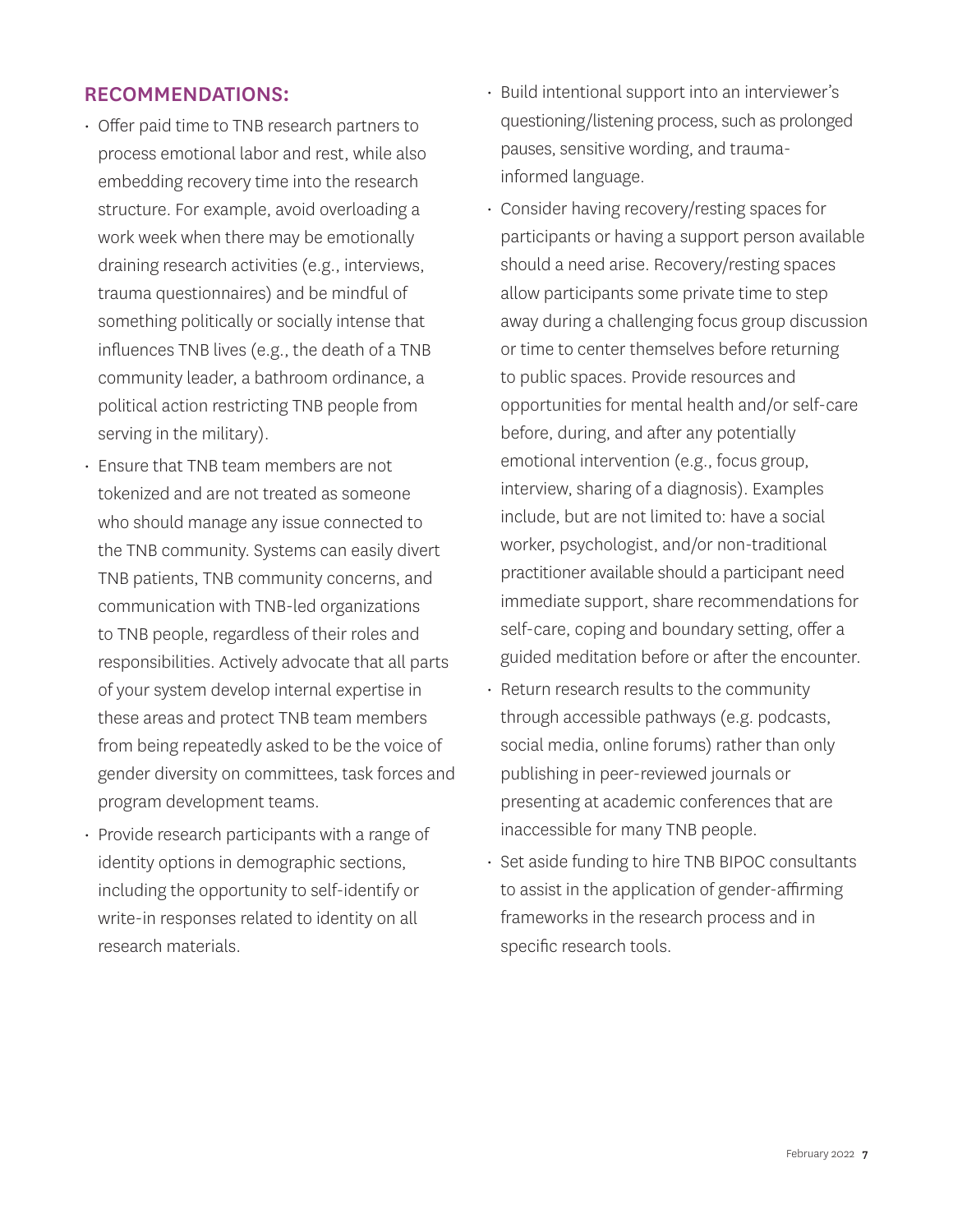## RECOMMENDATIONS:

- Offer paid time to TNB research partners to process emotional labor and rest, while also embedding recovery time into the research structure. For example, avoid overloading a work week when there may be emotionally draining research activities (e.g., interviews, trauma questionnaires) and be mindful of something politically or socially intense that influences TNB lives (e.g., the death of a TNB community leader, a bathroom ordinance, a political action restricting TNB people from serving in the military).
- Ensure that TNB team members are not tokenized and are not treated as someone who should manage any issue connected to the TNB community. Systems can easily divert TNB patients, TNB community concerns, and communication with TNB-led organizations to TNB people, regardless of their roles and responsibilities. Actively advocate that all parts of your system develop internal expertise in these areas and protect TNB team members from being repeatedly asked to be the voice of gender diversity on committees, task forces and program development teams.
- Provide research participants with a range of identity options in demographic sections, including the opportunity to self-identify or write-in responses related to identity on all research materials.
- Build intentional support into an interviewer's questioning/listening process, such as prolonged pauses, sensitive wording, and trauma-informed language.
- Consider having recovery/resting spaces for participants or having a support person available should a need arise. Recovery/resting spaces allow participants some private time to step away during a challenging focus group discussion or time to center themselves before returning to public spaces. Provide resources and opportunities for mental health and/or self-care before, during, and after any potentially emotional intervention (e.g., focus group, interview, sharing of a diagnosis). Examples include, but are not limited to: have a social worker, psychologist, and/or non-traditional practitioner available should a participant need immediate support, share recommendations for self-care, coping and boundary setting, offer a guided meditation before or after the encounter.
- Return research results to the community through accessible pathways (e.g. podcasts, social media, online forums) rather than only publishing in peer-reviewed journals or presenting at academic conferences that are inaccessible for many TNB people.
- Set aside funding to hire TNB BIPOC consultants to assist in the application of gender-affirming frameworks in the research process and in specific research tools.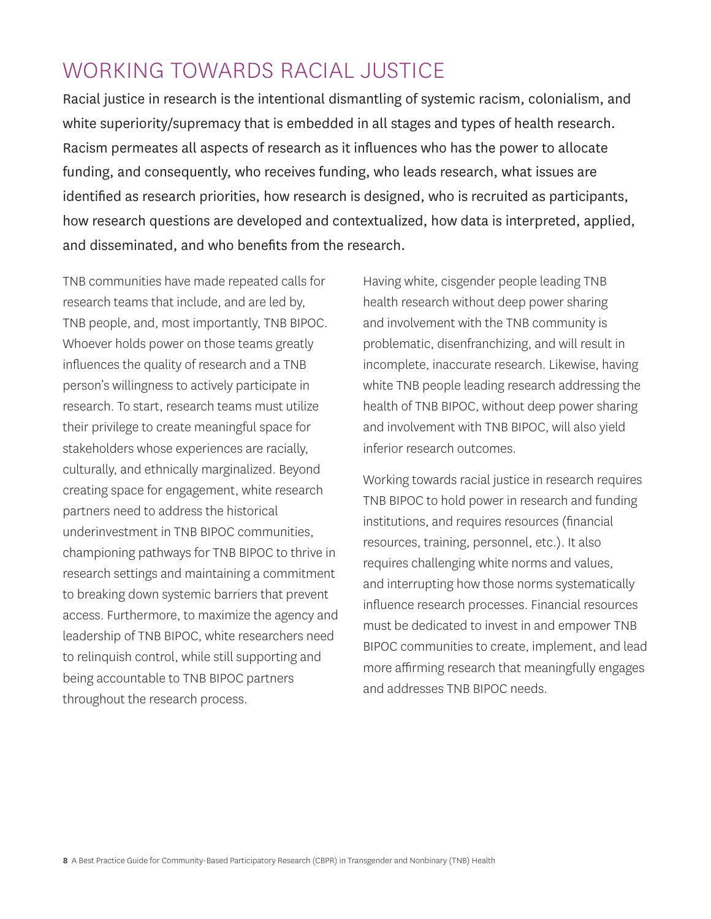## WORKING TOWARDS RACIAL JUSTICE

Racial justice in research is the intentional dismantling of systemic racism, colonialism, and white superiority/supremacy that is embedded in all stages and types of health research. Racism permeates all aspects of research as it influences who has the power to allocate funding, and consequently, who receives funding, who leads research, what issues are identified as research priorities, how research is designed, who is recruited as participants, how research questions are developed and contextualized, how data is interpreted, applied, and disseminated, and who benefits from the research.

TNB communities have made repeated calls for research teams that include, and are led by, TNB people, and, most importantly, TNB BIPOC. Whoever holds power on those teams greatly influences the quality of research and a TNB person's willingness to actively participate in research. To start, research teams must utilize their privilege to create meaningful space for stakeholders whose experiences are racially, culturally, and ethnically marginalized. Beyond creating space for engagement, white research partners need to address the historical underinvestment in TNB BIPOC communities, championing pathways for TNB BIPOC to thrive in research settings and maintaining a commitment to breaking down systemic barriers that prevent access. Furthermore, to maximize the agency and leadership of TNB BIPOC, white researchers need to relinquish control, while still supporting and being accountable to TNB BIPOC partners throughout the research process.

Having white, cisgender people leading TNB health research without deep power sharing and involvement with the TNB community is problematic, disenfranchizing, and will result in incomplete, inaccurate research. Likewise, having white TNB people leading research addressing the health of TNB BIPOC, without deep power sharing and involvement with TNB BIPOC, will also yield inferior research outcomes.

Working towards racial justice in research requires TNB BIPOC to hold power in research and funding institutions, and requires resources (financial resources, training, personnel, etc.). It also requires challenging white norms and values, and interrupting how those norms systematically influence research processes. Financial resources must be dedicated to invest in and empower TNB BIPOC communities to create, implement, and lead more affirming research that meaningfully engages and addresses TNB BIPOC needs.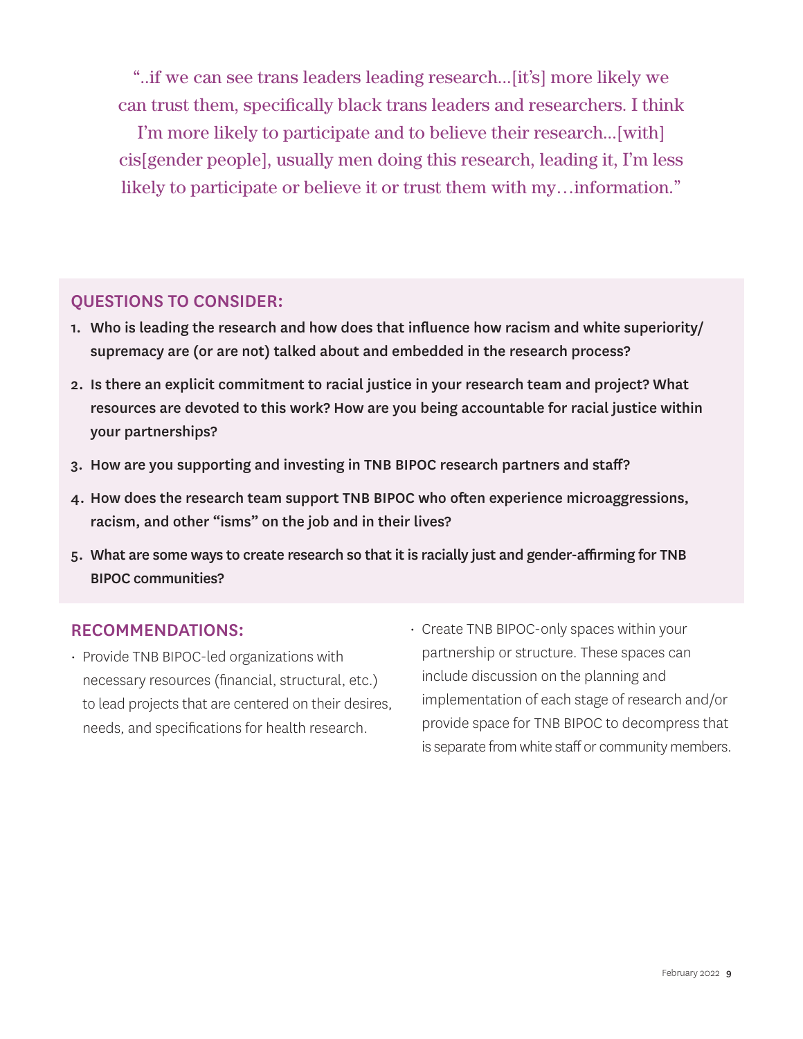"..if we can see trans leaders leading research...[it's] more likely we can trust them, specifically black trans leaders and researchers. I think I'm more likely to participate and to believe their research...[with] cis[gender people], usually men doing this research, leading it, I'm less likely to participate or believe it or trust them with my…information."

## QUESTIONS TO CONSIDER:

1. **Who is leading the research and how does that influence how racism and white superiority/supremacy are (or are not) talked about and embedded in the research process?**
2. **Is there an explicit commitment to racial justice in your research team and project? What resources are devoted to this work? How are you being accountable for racial justice within your partnerships?**
3. **How are you supporting and investing in TNB BIPOC research partners and staff?**
4. **How does the research team support TNB BIPOC who often experience microaggressions, racism, and other "isms" on the job and in their lives?**
5. **What are some ways to create research so that it is racially just and gender-affirming for TNB BIPOC communities?**

## RECOMMENDATIONS:

- Provide TNB BIPOC-led organizations with necessary resources (financial, structural, etc.) to lead projects that are centered on their desires, needs, and specifications for health research.
- Create TNB BIPOC-only spaces within your partnership or structure. These spaces can include discussion on the planning and implementation of each stage of research and/or provide space for TNB BIPOC to decompress that is separate from white staff or community members.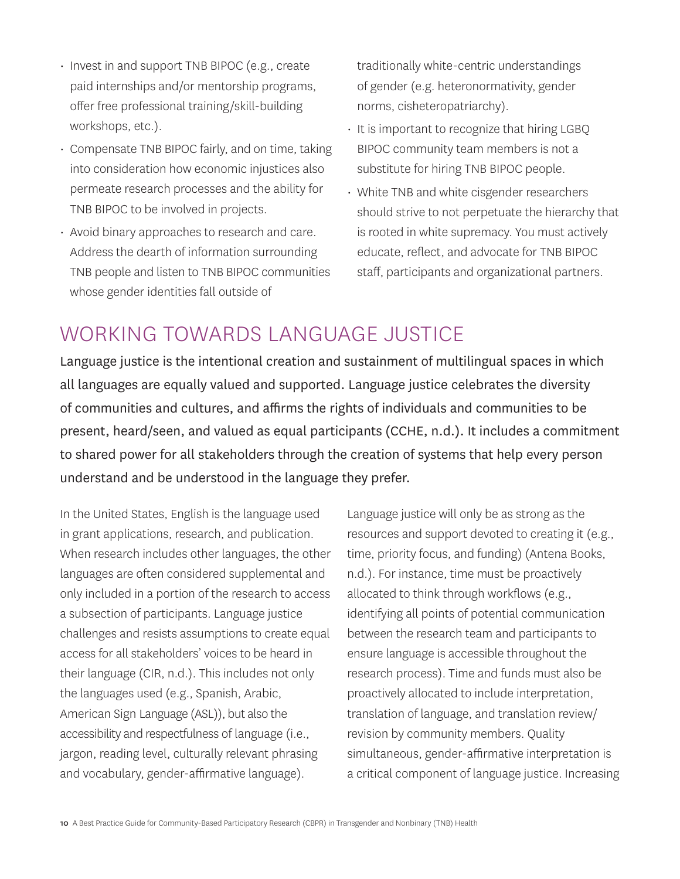- Invest in and support TNB BIPOC (e.g., create paid internships and/or mentorship programs, offer free professional training/skill-building workshops, etc.).
- Compensate TNB BIPOC fairly, and on time, taking into consideration how economic injustices also permeate research processes and the ability for TNB BIPOC to be involved in projects.
- Avoid binary approaches to research and care. Address the dearth of information surrounding TNB people and listen to TNB BIPOC communities whose gender identities fall outside of traditionally white-centric understandings of gender (e.g. heteronormativity, gender norms, cisheteropatriarchy).
- It is important to recognize that hiring LGBQ BIPOC community team members is not a substitute for hiring TNB BIPOC people.
- White TNB and white cisgender researchers should strive to not perpetuate the hierarchy that is rooted in white supremacy. You must actively educate, reflect, and advocate for TNB BIPOC staff, participants and organizational partners.

## WORKING TOWARDS LANGUAGE JUSTICE

Language justice is the intentional creation and sustainment of multilingual spaces in which all languages are equally valued and supported. Language justice celebrates the diversity of communities and cultures, and affirms the rights of individuals and communities to be present, heard/seen, and valued as equal participants (CCHE, n.d.). It includes a commitment to shared power for all stakeholders through the creation of systems that help every person understand and be understood in the language they prefer.

In the United States, English is the language used in grant applications, research, and publication. When research includes other languages, the other languages are often considered supplemental and only included in a portion of the research to access a subsection of participants. Language justice challenges and resists assumptions to create equal access for all stakeholders' voices to be heard in their language (CIR, n.d.). This includes not only the languages used (e.g., Spanish, Arabic, American Sign Language (ASL)), but also the accessibility and respectfulness of language (i.e., jargon, reading level, culturally relevant phrasing and vocabulary, gender-affirmative language).

Language justice will only be as strong as the resources and support devoted to creating it (e.g., time, priority focus, and funding) (Antena Books, n.d.). For instance, time must be proactively allocated to think through workflows (e.g., identifying all points of potential communication between the research team and participants to ensure language is accessible throughout the research process). Time and funds must also be proactively allocated to include interpretation, translation of language, and translation review/ revision by community members. Quality simultaneous, gender-affirmative interpretation is a critical component of language justice. Increasing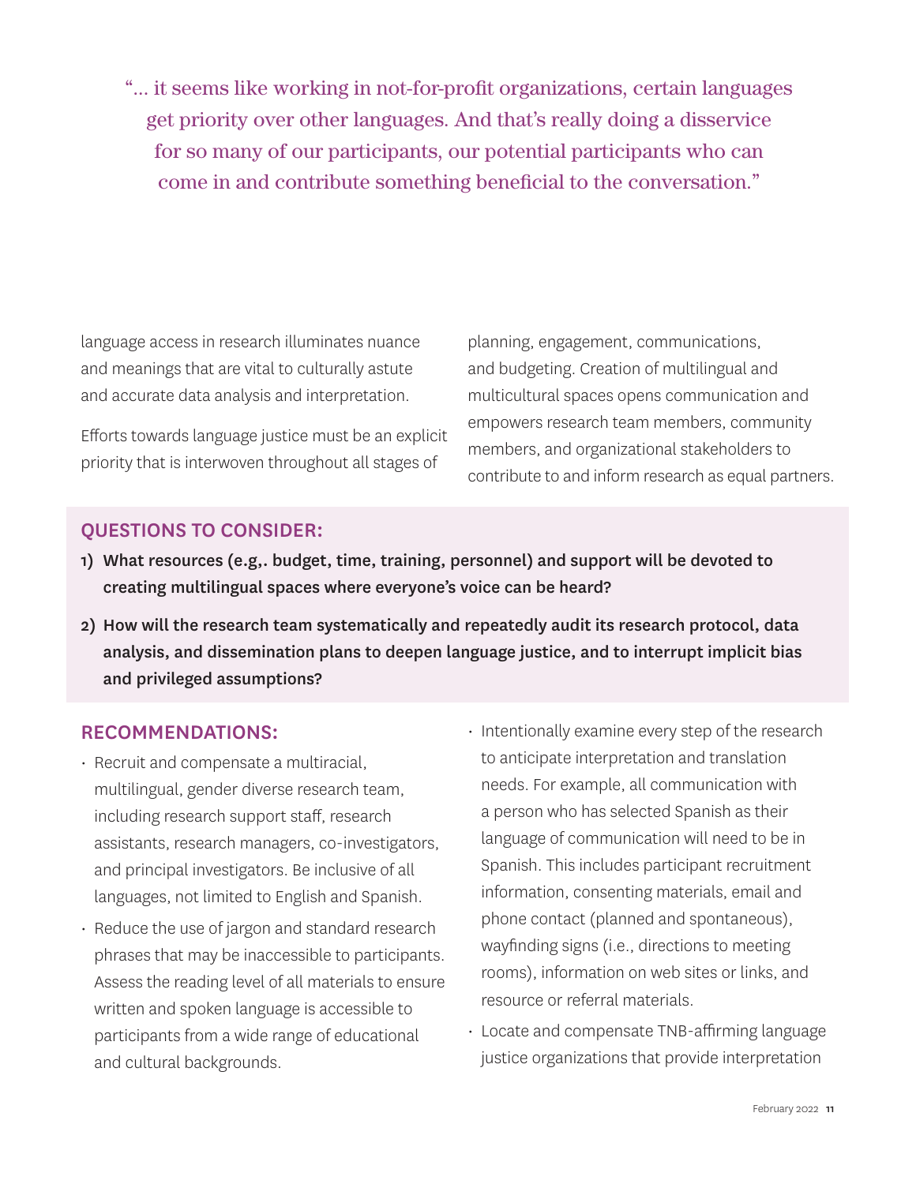> "... it seems like working in not-for-profit organizations, certain languages get priority over other languages. And that's really doing a disservice for so many of our participants, our potential participants who can come in and contribute something beneficial to the conversation."

language access in research illuminates nuance and meanings that are vital to culturally astute and accurate data analysis and interpretation.

Efforts towards language justice must be an explicit priority that is interwoven throughout all stages of planning, engagement, communications, and budgeting. Creation of multilingual and multicultural spaces opens communication and empowers research team members, community members, and organizational stakeholders to contribute to and inform research as equal partners.

## QUESTIONS TO CONSIDER:

1) **What resources (e.g,. budget, time, training, personnel) and support will be devoted to creating multilingual spaces where everyone's voice can be heard?**
2) **How will the research team systematically and repeatedly audit its research protocol, data analysis, and dissemination plans to deepen language justice, and to interrupt implicit bias and privileged assumptions?**

## RECOMMENDATIONS:

- Recruit and compensate a multiracial, multilingual, gender diverse research team, including research support staff, research assistants, research managers, co-investigators, and principal investigators. Be inclusive of all languages, not limited to English and Spanish.
- Reduce the use of jargon and standard research phrases that may be inaccessible to participants. Assess the reading level of all materials to ensure written and spoken language is accessible to participants from a wide range of educational and cultural backgrounds.
- Intentionally examine every step of the research to anticipate interpretation and translation needs. For example, all communication with a person who has selected Spanish as their language of communication will need to be in Spanish. This includes participant recruitment information, consenting materials, email and phone contact (planned and spontaneous), wayfinding signs (i.e., directions to meeting rooms), information on web sites or links, and resource or referral materials.
- Locate and compensate TNB-affirming language justice organizations that provide interpretation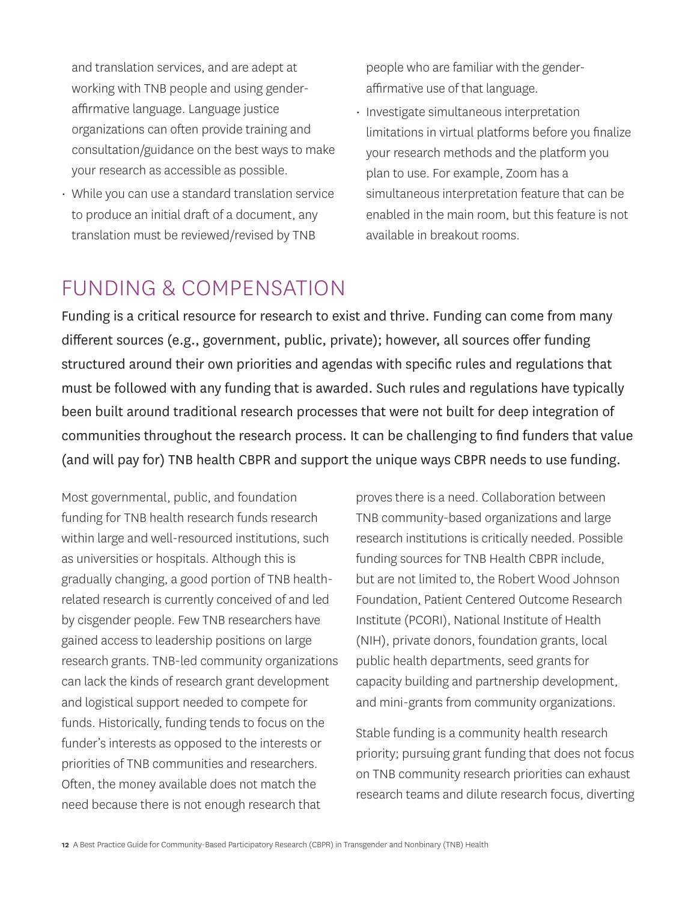and translation services, and are adept at working with TNB people and using gender-affirmative language. Language justice organizations can often provide training and consultation/guidance on the best ways to make your research as accessible as possible.

- While you can use a standard translation service to produce an initial draft of a document, any translation must be reviewed/revised by TNB people who are familiar with the gender-affirmative use of that language.
- Investigate simultaneous interpretation limitations in virtual platforms before you finalize your research methods and the platform you plan to use. For example, Zoom has a simultaneous interpretation feature that can be enabled in the main room, but this feature is not available in breakout rooms.

## FUNDING & COMPENSATION

Funding is a critical resource for research to exist and thrive. Funding can come from many different sources (e.g., government, public, private); however, all sources offer funding structured around their own priorities and agendas with specific rules and regulations that must be followed with any funding that is awarded. Such rules and regulations have typically been built around traditional research processes that were not built for deep integration of communities throughout the research process. It can be challenging to find funders that value (and will pay for) TNB health CBPR and support the unique ways CBPR needs to use funding.

Most governmental, public, and foundation funding for TNB health research funds research within large and well-resourced institutions, such as universities or hospitals. Although this is gradually changing, a good portion of TNB health-related research is currently conceived of and led by cisgender people. Few TNB researchers have gained access to leadership positions on large research grants. TNB-led community organizations can lack the kinds of research grant development and logistical support needed to compete for funds. Historically, funding tends to focus on the funder's interests as opposed to the interests or priorities of TNB communities and researchers. Often, the money available does not match the need because there is not enough research that proves there is a need. Collaboration between TNB community-based organizations and large research institutions is critically needed. Possible funding sources for TNB Health CBPR include, but are not limited to, the Robert Wood Johnson Foundation, Patient Centered Outcome Research Institute (PCORI), National Institute of Health (NIH), private donors, foundation grants, local public health departments, seed grants for capacity building and partnership development, and mini-grants from community organizations.

Stable funding is a community health research priority; pursuing grant funding that does not focus on TNB community research priorities can exhaust research teams and dilute research focus, diverting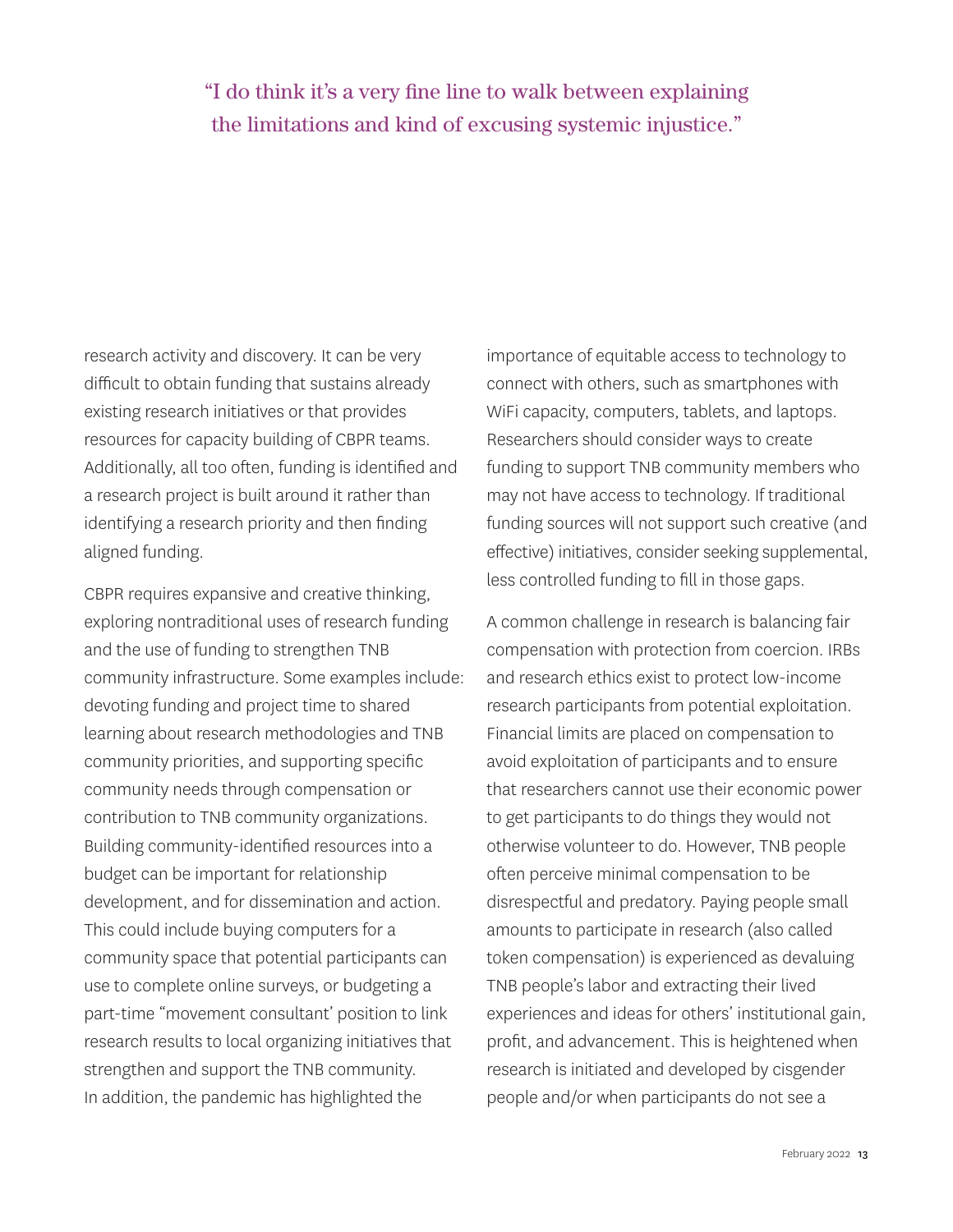> "I do think it's a very fine line to walk between explaining the limitations and kind of excusing systemic injustice."

research activity and discovery. It can be very difficult to obtain funding that sustains already existing research initiatives or that provides resources for capacity building of CBPR teams. Additionally, all too often, funding is identified and a research project is built around it rather than identifying a research priority and then finding aligned funding.

CBPR requires expansive and creative thinking, exploring nontraditional uses of research funding and the use of funding to strengthen TNB community infrastructure. Some examples include: devoting funding and project time to shared learning about research methodologies and TNB community priorities, and supporting specific community needs through compensation or contribution to TNB community organizations. Building community-identified resources into a budget can be important for relationship development, and for dissemination and action. This could include buying computers for a community space that potential participants can use to complete online surveys, or budgeting a part-time "movement consultant' position to link research results to local organizing initiatives that strengthen and support the TNB community. In addition, the pandemic has highlighted the importance of equitable access to technology to connect with others, such as smartphones with WiFi capacity, computers, tablets, and laptops. Researchers should consider ways to create funding to support TNB community members who may not have access to technology. If traditional funding sources will not support such creative (and effective) initiatives, consider seeking supplemental, less controlled funding to fill in those gaps.

A common challenge in research is balancing fair compensation with protection from coercion. IRBs and research ethics exist to protect low-income research participants from potential exploitation. Financial limits are placed on compensation to avoid exploitation of participants and to ensure that researchers cannot use their economic power to get participants to do things they would not otherwise volunteer to do. However, TNB people often perceive minimal compensation to be disrespectful and predatory. Paying people small amounts to participate in research (also called token compensation) is experienced as devaluing TNB people's labor and extracting their lived experiences and ideas for others' institutional gain, profit, and advancement. This is heightened when research is initiated and developed by cisgender people and/or when participants do not see a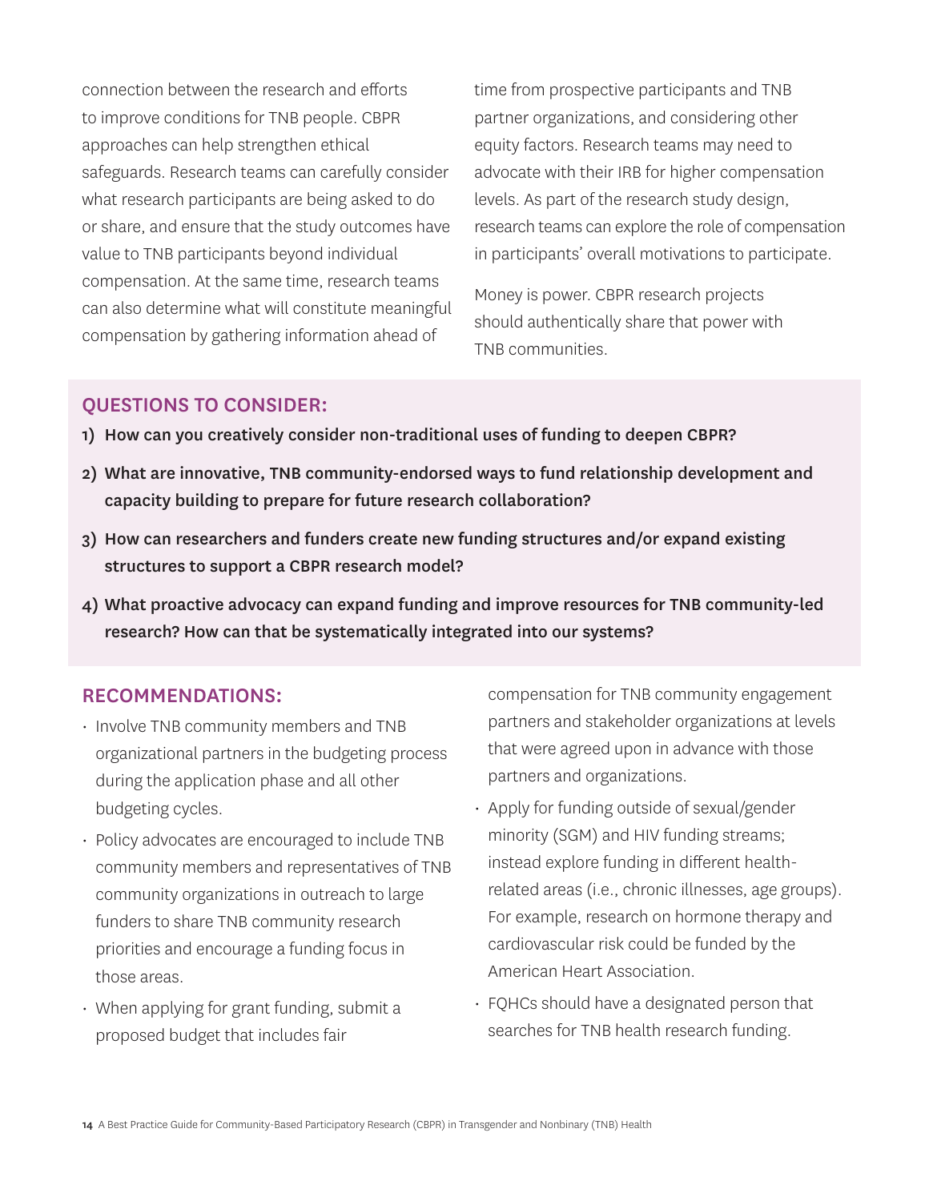connection between the research and efforts to improve conditions for TNB people. CBPR approaches can help strengthen ethical safeguards. Research teams can carefully consider what research participants are being asked to do or share, and ensure that the study outcomes have value to TNB participants beyond individual compensation. At the same time, research teams can also determine what will constitute meaningful compensation by gathering information ahead of time from prospective participants and TNB partner organizations, and considering other equity factors. Research teams may need to advocate with their IRB for higher compensation levels. As part of the research study design, research teams can explore the role of compensation in participants' overall motivations to participate.

Money is power. CBPR research projects should authentically share that power with TNB communities.

### QUESTIONS TO CONSIDER:

1) **How can you creatively consider non-traditional uses of funding to deepen CBPR?**
2) **What are innovative, TNB community-endorsed ways to fund relationship development and capacity building to prepare for future research collaboration?**
3) **How can researchers and funders create new funding structures and/or expand existing structures to support a CBPR research model?**
4) **What proactive advocacy can expand funding and improve resources for TNB community-led research? How can that be systematically integrated into our systems?**

### RECOMMENDATIONS:

- Involve TNB community members and TNB organizational partners in the budgeting process during the application phase and all other budgeting cycles.
- Policy advocates are encouraged to include TNB community members and representatives of TNB community organizations in outreach to large funders to share TNB community research priorities and encourage a funding focus in those areas.
- When applying for grant funding, submit a proposed budget that includes fair compensation for TNB community engagement partners and stakeholder organizations at levels that were agreed upon in advance with those partners and organizations.
- Apply for funding outside of sexual/gender minority (SGM) and HIV funding streams; instead explore funding in different health-related areas (i.e., chronic illnesses, age groups). For example, research on hormone therapy and cardiovascular risk could be funded by the American Heart Association.
- FQHCs should have a designated person that searches for TNB health research funding.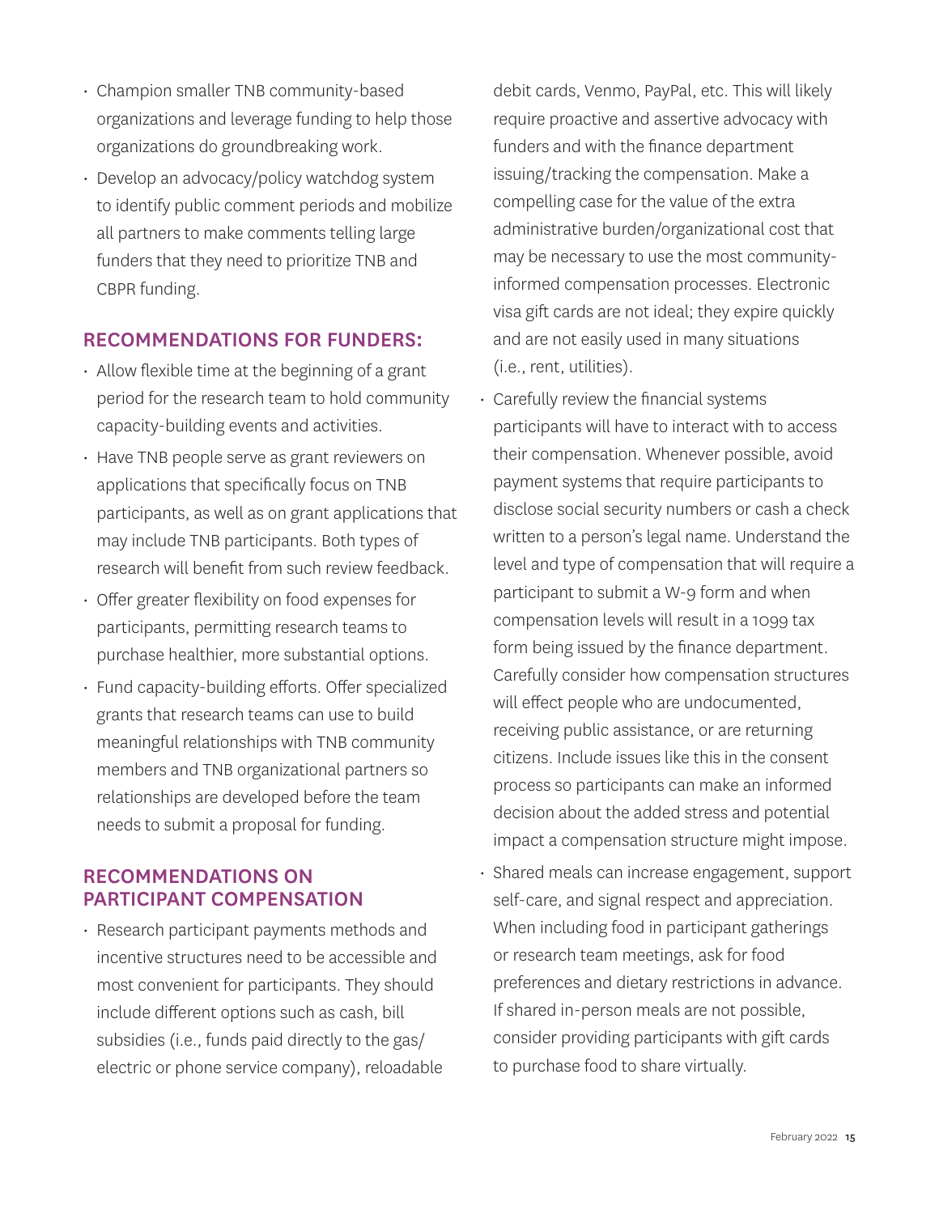- Champion smaller TNB community-based organizations and leverage funding to help those organizations do groundbreaking work.
- Develop an advocacy/policy watchdog system to identify public comment periods and mobilize all partners to make comments telling large funders that they need to prioritize TNB and CBPR funding.

## RECOMMENDATIONS FOR FUNDERS:

- Allow flexible time at the beginning of a grant period for the research team to hold community capacity-building events and activities.
- Have TNB people serve as grant reviewers on applications that specifically focus on TNB participants, as well as on grant applications that may include TNB participants. Both types of research will benefit from such review feedback.
- Offer greater flexibility on food expenses for participants, permitting research teams to purchase healthier, more substantial options.
- Fund capacity-building efforts. Offer specialized grants that research teams can use to build meaningful relationships with TNB community members and TNB organizational partners so relationships are developed before the team needs to submit a proposal for funding.

## RECOMMENDATIONS ON PARTICIPANT COMPENSATION

- Research participant payments methods and incentive structures need to be accessible and most convenient for participants. They should include different options such as cash, bill subsidies (i.e., funds paid directly to the gas/electric or phone service company), reloadable debit cards, Venmo, PayPal, etc. This will likely require proactive and assertive advocacy with funders and with the finance department issuing/tracking the compensation. Make a compelling case for the value of the extra administrative burden/organizational cost that may be necessary to use the most community-informed compensation processes. Electronic visa gift cards are not ideal; they expire quickly and are not easily used in many situations (i.e., rent, utilities).
- Carefully review the financial systems participants will have to interact with to access their compensation. Whenever possible, avoid payment systems that require participants to disclose social security numbers or cash a check written to a person's legal name. Understand the level and type of compensation that will require a participant to submit a W-9 form and when compensation levels will result in a 1099 tax form being issued by the finance department. Carefully consider how compensation structures will effect people who are undocumented, receiving public assistance, or are returning citizens. Include issues like this in the consent process so participants can make an informed decision about the added stress and potential impact a compensation structure might impose.
- Shared meals can increase engagement, support self-care, and signal respect and appreciation. When including food in participant gatherings or research team meetings, ask for food preferences and dietary restrictions in advance. If shared in-person meals are not possible, consider providing participants with gift cards to purchase food to share virtually.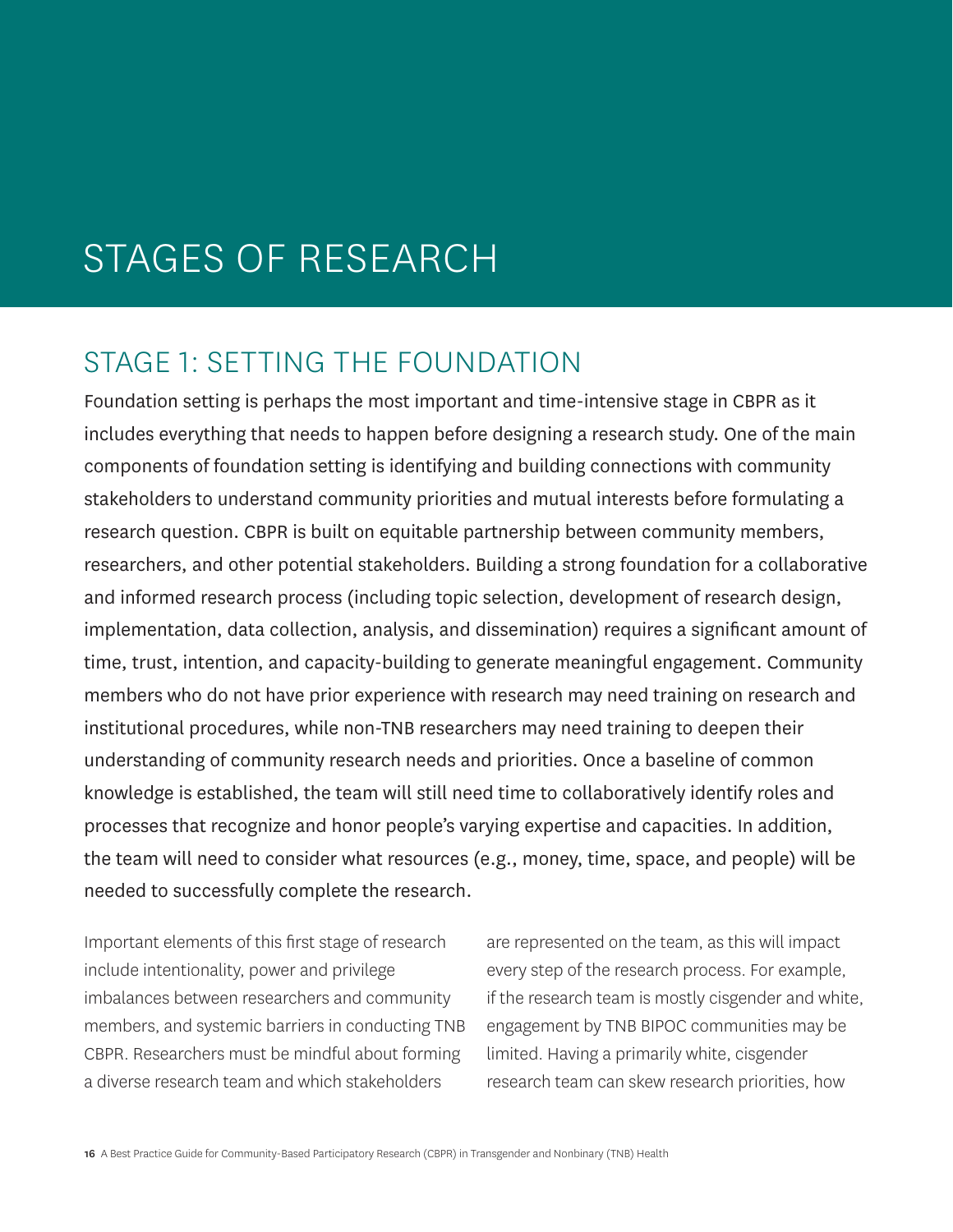# STAGES OF RESEARCH

## STAGE 1: SETTING THE FOUNDATION

Foundation setting is perhaps the most important and time-intensive stage in CBPR as it includes everything that needs to happen before designing a research study. One of the main components of foundation setting is identifying and building connections with community stakeholders to understand community priorities and mutual interests before formulating a research question. CBPR is built on equitable partnership between community members, researchers, and other potential stakeholders. Building a strong foundation for a collaborative and informed research process (including topic selection, development of research design, implementation, data collection, analysis, and dissemination) requires a significant amount of time, trust, intention, and capacity-building to generate meaningful engagement. Community members who do not have prior experience with research may need training on research and institutional procedures, while non-TNB researchers may need training to deepen their understanding of community research needs and priorities. Once a baseline of common knowledge is established, the team will still need time to collaboratively identify roles and processes that recognize and honor people's varying expertise and capacities. In addition, the team will need to consider what resources (e.g., money, time, space, and people) will be needed to successfully complete the research.

Important elements of this first stage of research include intentionality, power and privilege imbalances between researchers and community members, and systemic barriers in conducting TNB CBPR. Researchers must be mindful about forming a diverse research team and which stakeholders are represented on the team, as this will impact every step of the research process. For example, if the research team is mostly cisgender and white, engagement by TNB BIPOC communities may be limited. Having a primarily white, cisgender research team can skew research priorities, how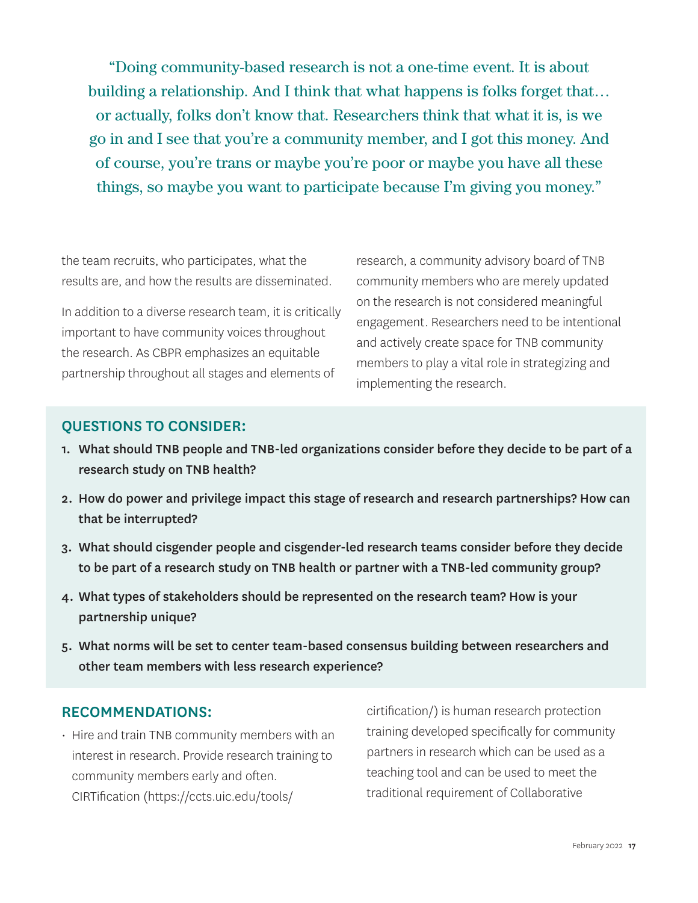> "Doing community-based research is not a one-time event. It is about building a relationship. And I think that what happens is folks forget that… or actually, folks don't know that. Researchers think that what it is, is we go in and I see that you're a community member, and I got this money. And of course, you're trans or maybe you're poor or maybe you have all these things, so maybe you want to participate because I'm giving you money."

the team recruits, who participates, what the results are, and how the results are disseminated.

In addition to a diverse research team, it is critically important to have community voices throughout the research. As CBPR emphasizes an equitable partnership throughout all stages and elements of research, a community advisory board of TNB community members who are merely updated on the research is not considered meaningful engagement. Researchers need to be intentional and actively create space for TNB community members to play a vital role in strategizing and implementing the research.

## QUESTIONS TO CONSIDER:

1. **What should TNB people and TNB-led organizations consider before they decide to be part of a research study on TNB health?**
2. **How do power and privilege impact this stage of research and research partnerships? How can that be interrupted?**
3. **What should cisgender people and cisgender-led research teams consider before they decide to be part of a research study on TNB health or partner with a TNB-led community group?**
4. **What types of stakeholders should be represented on the research team? How is your partnership unique?**
5. **What norms will be set to center team-based consensus building between researchers and other team members with less research experience?**

## RECOMMENDATIONS:

- Hire and train TNB community members with an interest in research. Provide research training to community members early and often. CIRTification (https://ccts.uic.edu/tools/cirtification/) is human research protection training developed specifically for community partners in research which can be used as a teaching tool and can be used to meet the traditional requirement of Collaborative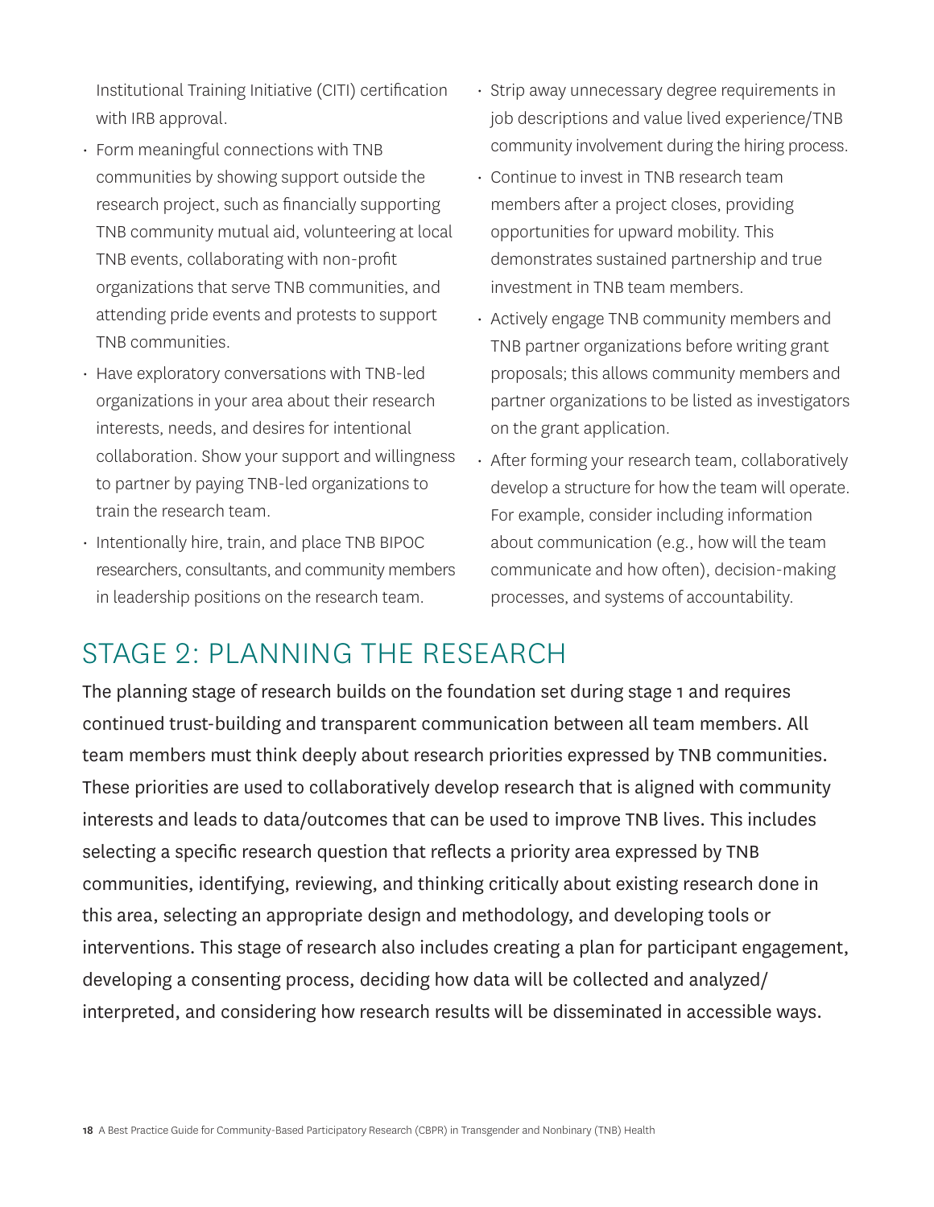Institutional Training Initiative (CITI) certification with IRB approval.

- Form meaningful connections with TNB communities by showing support outside the research project, such as financially supporting TNB community mutual aid, volunteering at local TNB events, collaborating with non-profit organizations that serve TNB communities, and attending pride events and protests to support TNB communities.
- Have exploratory conversations with TNB-led organizations in your area about their research interests, needs, and desires for intentional collaboration. Show your support and willingness to partner by paying TNB-led organizations to train the research team.
- Intentionally hire, train, and place TNB BIPOC researchers, consultants, and community members in leadership positions on the research team.
- Strip away unnecessary degree requirements in job descriptions and value lived experience/TNB community involvement during the hiring process.
- Continue to invest in TNB research team members after a project closes, providing opportunities for upward mobility. This demonstrates sustained partnership and true investment in TNB team members.
- Actively engage TNB community members and TNB partner organizations before writing grant proposals; this allows community members and partner organizations to be listed as investigators on the grant application.
- After forming your research team, collaboratively develop a structure for how the team will operate. For example, consider including information about communication (e.g., how will the team communicate and how often), decision-making processes, and systems of accountability.

## STAGE 2: PLANNING THE RESEARCH

The planning stage of research builds on the foundation set during stage 1 and requires continued trust-building and transparent communication between all team members. All team members must think deeply about research priorities expressed by TNB communities. These priorities are used to collaboratively develop research that is aligned with community interests and leads to data/outcomes that can be used to improve TNB lives. This includes selecting a specific research question that reflects a priority area expressed by TNB communities, identifying, reviewing, and thinking critically about existing research done in this area, selecting an appropriate design and methodology, and developing tools or interventions. This stage of research also includes creating a plan for participant engagement, developing a consenting process, deciding how data will be collected and analyzed/interpreted, and considering how research results will be disseminated in accessible ways.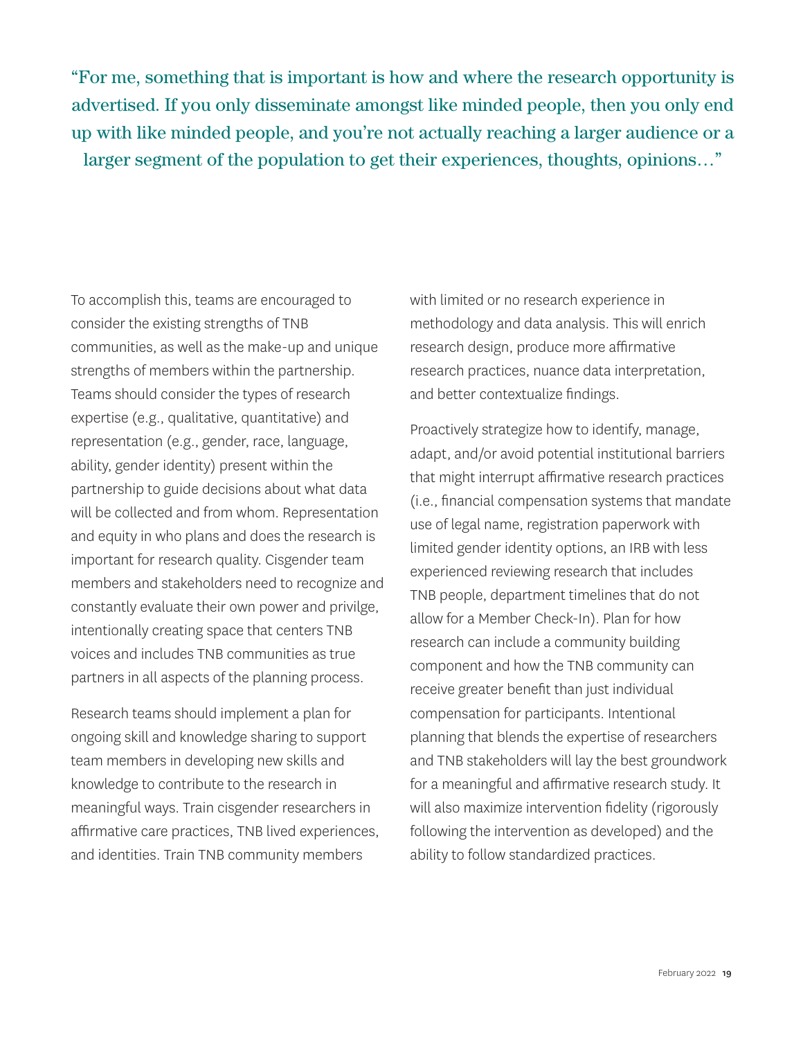> "For me, something that is important is how and where the research opportunity is advertised. If you only disseminate amongst like minded people, then you only end up with like minded people, and you're not actually reaching a larger audience or a larger segment of the population to get their experiences, thoughts, opinions…"

To accomplish this, teams are encouraged to consider the existing strengths of TNB communities, as well as the make-up and unique strengths of members within the partnership. Teams should consider the types of research expertise (e.g., qualitative, quantitative) and representation (e.g., gender, race, language, ability, gender identity) present within the partnership to guide decisions about what data will be collected and from whom. Representation and equity in who plans and does the research is important for research quality. Cisgender team members and stakeholders need to recognize and constantly evaluate their own power and privilge, intentionally creating space that centers TNB voices and includes TNB communities as true partners in all aspects of the planning process.

Research teams should implement a plan for ongoing skill and knowledge sharing to support team members in developing new skills and knowledge to contribute to the research in meaningful ways. Train cisgender researchers in affirmative care practices, TNB lived experiences, and identities. Train TNB community members with limited or no research experience in methodology and data analysis. This will enrich research design, produce more affirmative research practices, nuance data interpretation, and better contextualize findings.

Proactively strategize how to identify, manage, adapt, and/or avoid potential institutional barriers that might interrupt affirmative research practices (i.e., financial compensation systems that mandate use of legal name, registration paperwork with limited gender identity options, an IRB with less experienced reviewing research that includes TNB people, department timelines that do not allow for a Member Check-In). Plan for how research can include a community building component and how the TNB community can receive greater benefit than just individual compensation for participants. Intentional planning that blends the expertise of researchers and TNB stakeholders will lay the best groundwork for a meaningful and affirmative research study. It will also maximize intervention fidelity (rigorously following the intervention as developed) and the ability to follow standardized practices.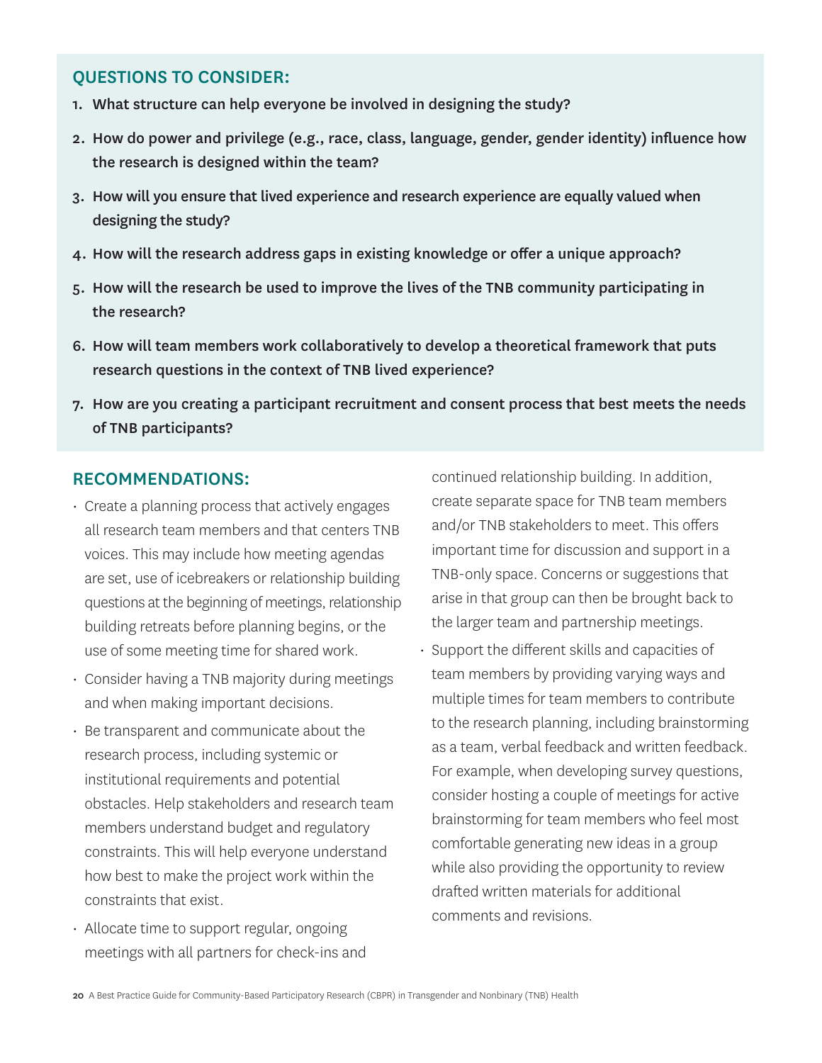## QUESTIONS TO CONSIDER:

1. **What structure can help everyone be involved in designing the study?**
2. **How do power and privilege (e.g., race, class, language, gender, gender identity) influence how the research is designed within the team?**
3. **How will you ensure that lived experience and research experience are equally valued when designing the study?**
4. **How will the research address gaps in existing knowledge or offer a unique approach?**
5. **How will the research be used to improve the lives of the TNB community participating in the research?**
6. **How will team members work collaboratively to develop a theoretical framework that puts research questions in the context of TNB lived experience?**
7. **How are you creating a participant recruitment and consent process that best meets the needs of TNB participants?**

## RECOMMENDATIONS:

- Create a planning process that actively engages all research team members and that centers TNB voices. This may include how meeting agendas are set, use of icebreakers or relationship building questions at the beginning of meetings, relationship building retreats before planning begins, or the use of some meeting time for shared work.
- Consider having a TNB majority during meetings and when making important decisions.
- Be transparent and communicate about the research process, including systemic or institutional requirements and potential obstacles. Help stakeholders and research team members understand budget and regulatory constraints. This will help everyone understand how best to make the project work within the constraints that exist.
- Allocate time to support regular, ongoing meetings with all partners for check-ins and continued relationship building. In addition, create separate space for TNB team members and/or TNB stakeholders to meet. This offers important time for discussion and support in a TNB-only space. Concerns or suggestions that arise in that group can then be brought back to the larger team and partnership meetings.
- Support the different skills and capacities of team members by providing varying ways and multiple times for team members to contribute to the research planning, including brainstorming as a team, verbal feedback and written feedback. For example, when developing survey questions, consider hosting a couple of meetings for active brainstorming for team members who feel most comfortable generating new ideas in a group while also providing the opportunity to review drafted written materials for additional comments and revisions.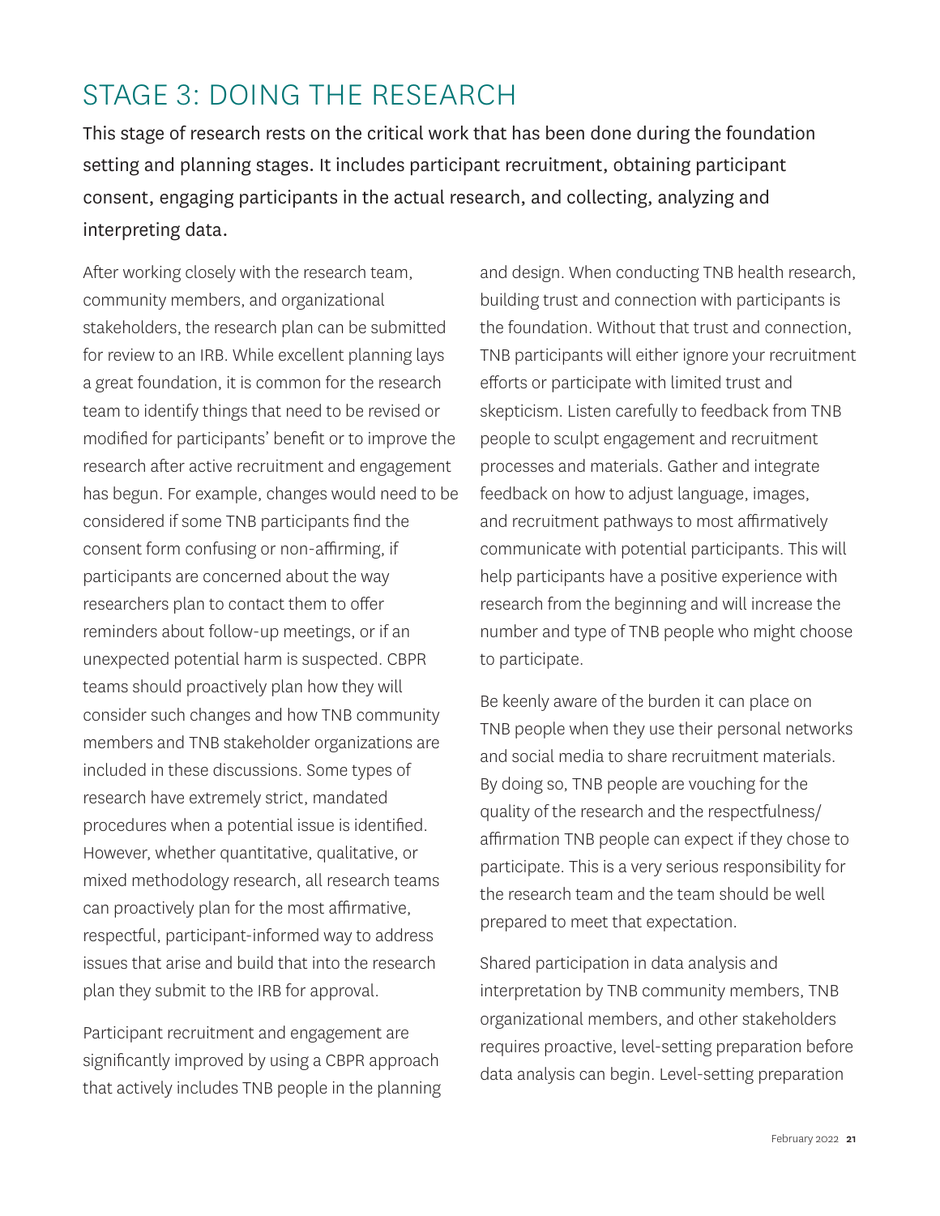## STAGE 3: DOING THE RESEARCH

This stage of research rests on the critical work that has been done during the foundation setting and planning stages. It includes participant recruitment, obtaining participant consent, engaging participants in the actual research, and collecting, analyzing and interpreting data.

After working closely with the research team, community members, and organizational stakeholders, the research plan can be submitted for review to an IRB. While excellent planning lays a great foundation, it is common for the research team to identify things that need to be revised or modified for participants' benefit or to improve the research after active recruitment and engagement has begun. For example, changes would need to be considered if some TNB participants find the consent form confusing or non-affirming, if participants are concerned about the way researchers plan to contact them to offer reminders about follow-up meetings, or if an unexpected potential harm is suspected. CBPR teams should proactively plan how they will consider such changes and how TNB community members and TNB stakeholder organizations are included in these discussions. Some types of research have extremely strict, mandated procedures when a potential issue is identified. However, whether quantitative, qualitative, or mixed methodology research, all research teams can proactively plan for the most affirmative, respectful, participant-informed way to address issues that arise and build that into the research plan they submit to the IRB for approval.

Participant recruitment and engagement are significantly improved by using a CBPR approach that actively includes TNB people in the planning and design. When conducting TNB health research, building trust and connection with participants is the foundation. Without that trust and connection, TNB participants will either ignore your recruitment efforts or participate with limited trust and skepticism. Listen carefully to feedback from TNB people to sculpt engagement and recruitment processes and materials. Gather and integrate feedback on how to adjust language, images, and recruitment pathways to most affirmatively communicate with potential participants. This will help participants have a positive experience with research from the beginning and will increase the number and type of TNB people who might choose to participate.

Be keenly aware of the burden it can place on TNB people when they use their personal networks and social media to share recruitment materials. By doing so, TNB people are vouching for the quality of the research and the respectfulness/affirmation TNB people can expect if they chose to participate. This is a very serious responsibility for the research team and the team should be well prepared to meet that expectation.

Shared participation in data analysis and interpretation by TNB community members, TNB organizational members, and other stakeholders requires proactive, level-setting preparation before data analysis can begin. Level-setting preparation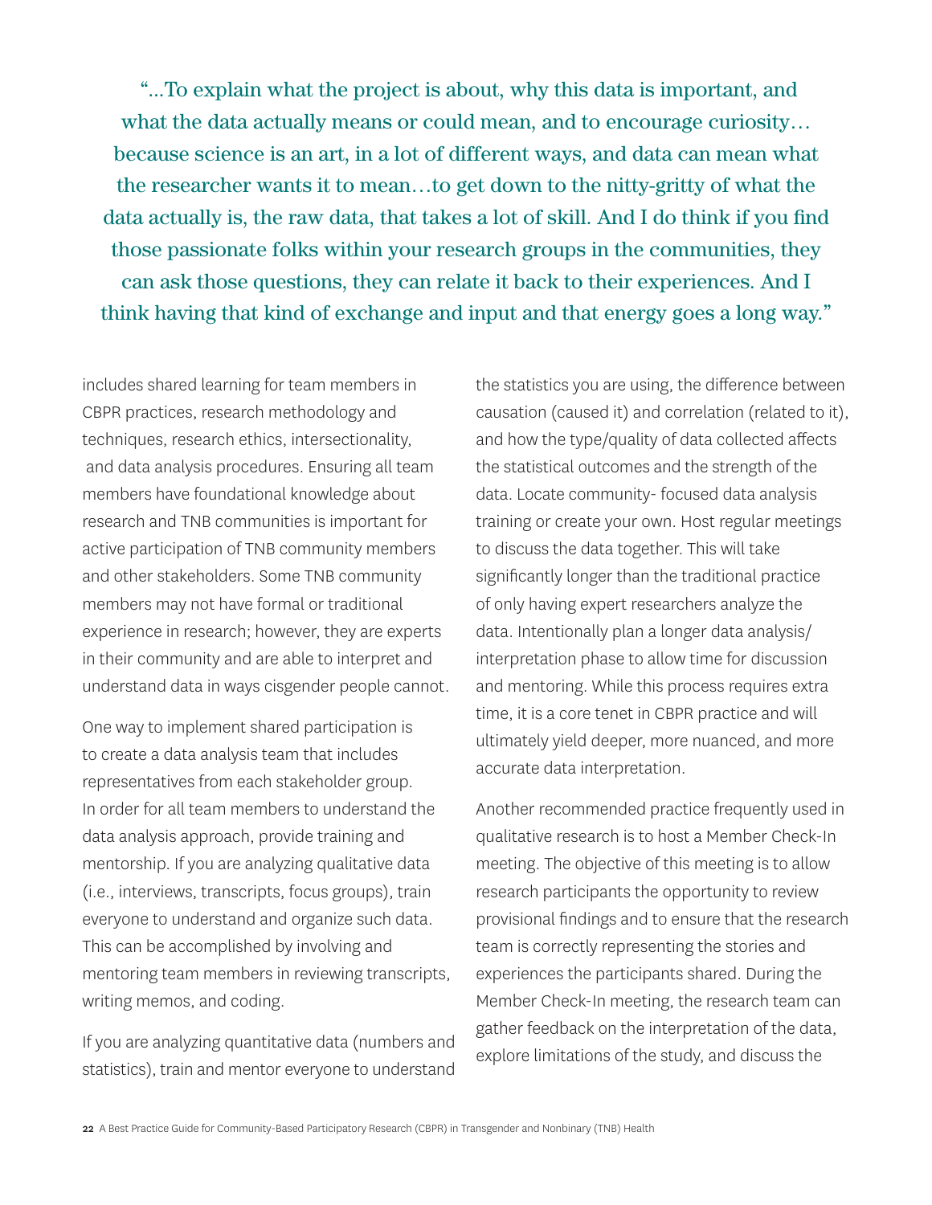> "...To explain what the project is about, why this data is important, and what the data actually means or could mean, and to encourage curiosity… because science is an art, in a lot of different ways, and data can mean what the researcher wants it to mean…to get down to the nitty-gritty of what the data actually is, the raw data, that takes a lot of skill. And I do think if you find those passionate folks within your research groups in the communities, they can ask those questions, they can relate it back to their experiences. And I think having that kind of exchange and input and that energy goes a long way."

includes shared learning for team members in CBPR practices, research methodology and techniques, research ethics, intersectionality, and data analysis procedures. Ensuring all team members have foundational knowledge about research and TNB communities is important for active participation of TNB community members and other stakeholders. Some TNB community members may not have formal or traditional experience in research; however, they are experts in their community and are able to interpret and understand data in ways cisgender people cannot.

One way to implement shared participation is to create a data analysis team that includes representatives from each stakeholder group. In order for all team members to understand the data analysis approach, provide training and mentorship. If you are analyzing qualitative data (i.e., interviews, transcripts, focus groups), train everyone to understand and organize such data. This can be accomplished by involving and mentoring team members in reviewing transcripts, writing memos, and coding.

If you are analyzing quantitative data (numbers and statistics), train and mentor everyone to understand the statistics you are using, the difference between causation (caused it) and correlation (related to it), and how the type/quality of data collected affects the statistical outcomes and the strength of the data. Locate community- focused data analysis training or create your own. Host regular meetings to discuss the data together. This will take significantly longer than the traditional practice of only having expert researchers analyze the data. Intentionally plan a longer data analysis/interpretation phase to allow time for discussion and mentoring. While this process requires extra time, it is a core tenet in CBPR practice and will ultimately yield deeper, more nuanced, and more accurate data interpretation.

Another recommended practice frequently used in qualitative research is to host a Member Check-In meeting. The objective of this meeting is to allow research participants the opportunity to review provisional findings and to ensure that the research team is correctly representing the stories and experiences the participants shared. During the Member Check-In meeting, the research team can gather feedback on the interpretation of the data, explore limitations of the study, and discuss the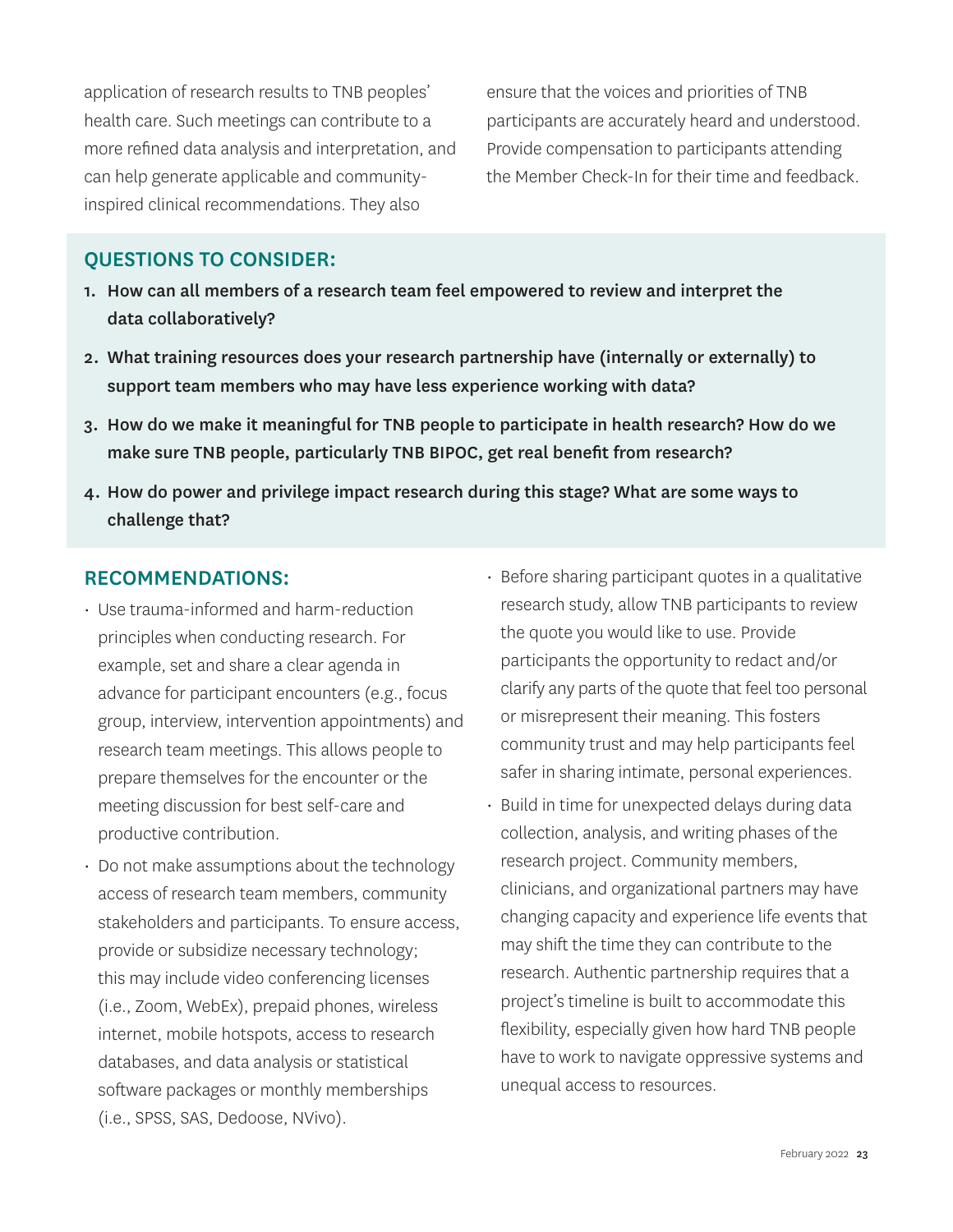application of research results to TNB peoples' health care. Such meetings can contribute to a more refined data analysis and interpretation, and can help generate applicable and community-inspired clinical recommendations. They also ensure that the voices and priorities of TNB participants are accurately heard and understood. Provide compensation to participants attending the Member Check-In for their time and feedback.

## QUESTIONS TO CONSIDER:

1. **How can all members of a research team feel empowered to review and interpret the data collaboratively?**
2. **What training resources does your research partnership have (internally or externally) to support team members who may have less experience working with data?**
3. **How do we make it meaningful for TNB people to participate in health research? How do we make sure TNB people, particularly TNB BIPOC, get real benefit from research?**
4. **How do power and privilege impact research during this stage? What are some ways to challenge that?**

## RECOMMENDATIONS:

- Use trauma-informed and harm-reduction principles when conducting research. For example, set and share a clear agenda in advance for participant encounters (e.g., focus group, interview, intervention appointments) and research team meetings. This allows people to prepare themselves for the encounter or the meeting discussion for best self-care and productive contribution.
- Do not make assumptions about the technology access of research team members, community stakeholders and participants. To ensure access, provide or subsidize necessary technology; this may include video conferencing licenses (i.e., Zoom, WebEx), prepaid phones, wireless internet, mobile hotspots, access to research databases, and data analysis or statistical software packages or monthly memberships (i.e., SPSS, SAS, Dedoose, NVivo).
- Before sharing participant quotes in a qualitative research study, allow TNB participants to review the quote you would like to use. Provide participants the opportunity to redact and/or clarify any parts of the quote that feel too personal or misrepresent their meaning. This fosters community trust and may help participants feel safer in sharing intimate, personal experiences.
- Build in time for unexpected delays during data collection, analysis, and writing phases of the research project. Community members, clinicians, and organizational partners may have changing capacity and experience life events that may shift the time they can contribute to the research. Authentic partnership requires that a project's timeline is built to accommodate this flexibility, especially given how hard TNB people have to work to navigate oppressive systems and unequal access to resources.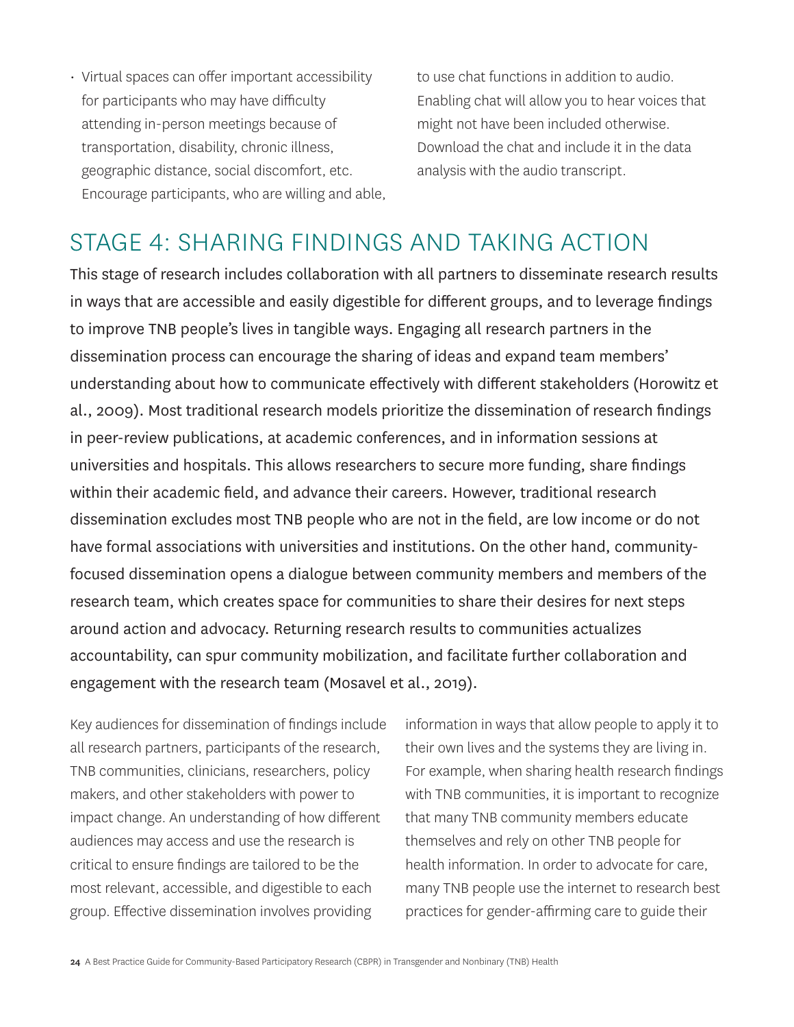- Virtual spaces can offer important accessibility for participants who may have difficulty attending in-person meetings because of transportation, disability, chronic illness, geographic distance, social discomfort, etc. Encourage participants, who are willing and able, to use chat functions in addition to audio. Enabling chat will allow you to hear voices that might not have been included otherwise. Download the chat and include it in the data analysis with the audio transcript.

## STAGE 4: SHARING FINDINGS AND TAKING ACTION

This stage of research includes collaboration with all partners to disseminate research results in ways that are accessible and easily digestible for different groups, and to leverage findings to improve TNB people's lives in tangible ways. Engaging all research partners in the dissemination process can encourage the sharing of ideas and expand team members' understanding about how to communicate effectively with different stakeholders (Horowitz et al., 2009). Most traditional research models prioritize the dissemination of research findings in peer-review publications, at academic conferences, and in information sessions at universities and hospitals. This allows researchers to secure more funding, share findings within their academic field, and advance their careers. However, traditional research dissemination excludes most TNB people who are not in the field, are low income or do not have formal associations with universities and institutions. On the other hand, community-focused dissemination opens a dialogue between community members and members of the research team, which creates space for communities to share their desires for next steps around action and advocacy. Returning research results to communities actualizes accountability, can spur community mobilization, and facilitate further collaboration and engagement with the research team (Mosavel et al., 2019).

Key audiences for dissemination of findings include all research partners, participants of the research, TNB communities, clinicians, researchers, policy makers, and other stakeholders with power to impact change. An understanding of how different audiences may access and use the research is critical to ensure findings are tailored to be the most relevant, accessible, and digestible to each group. Effective dissemination involves providing information in ways that allow people to apply it to their own lives and the systems they are living in. For example, when sharing health research findings with TNB communities, it is important to recognize that many TNB community members educate themselves and rely on other TNB people for health information. In order to advocate for care, many TNB people use the internet to research best practices for gender-affirming care to guide their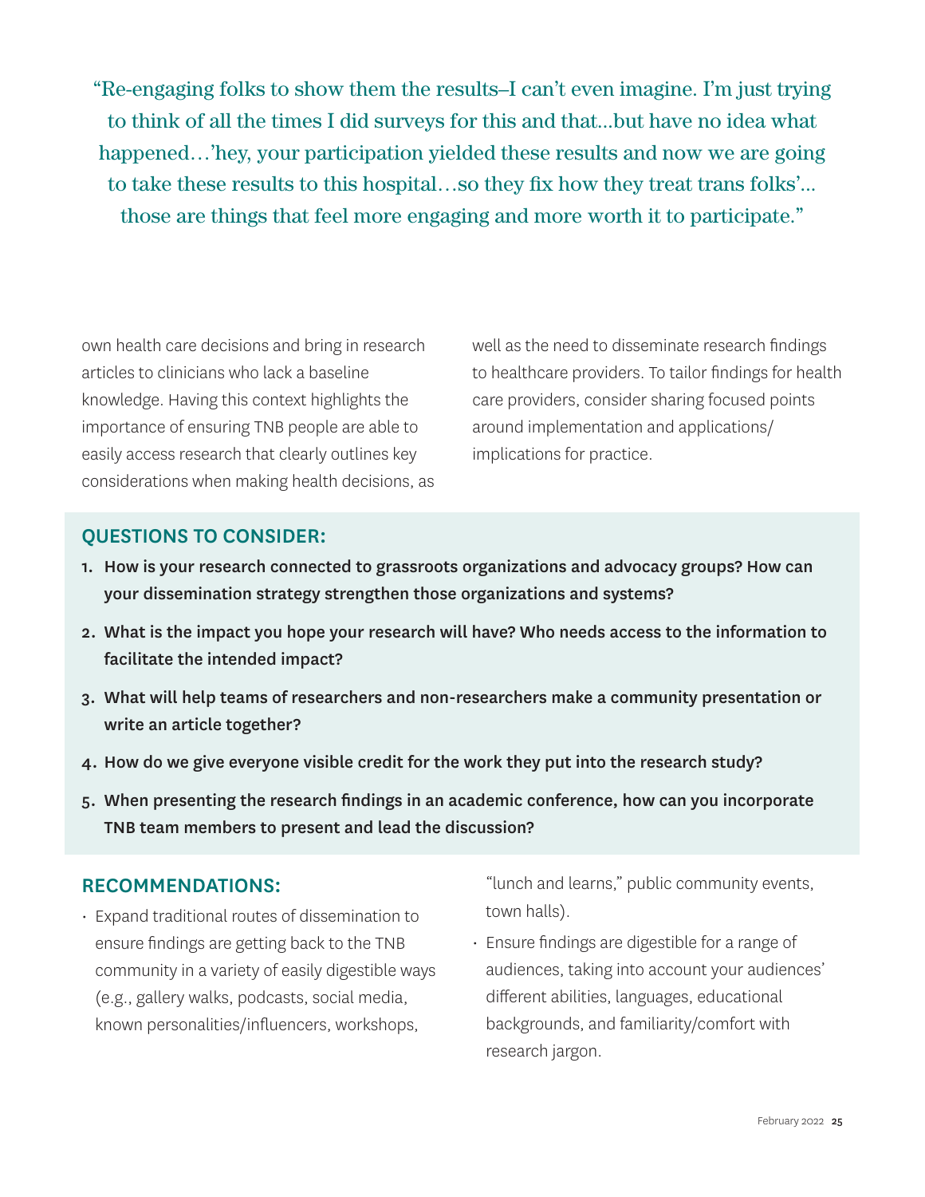> "Re-engaging folks to show them the results–I can't even imagine. I'm just trying to think of all the times I did surveys for this and that...but have no idea what happened…'hey, your participation yielded these results and now we are going to take these results to this hospital…so they fix how they treat trans folks'... those are things that feel more engaging and more worth it to participate."

own health care decisions and bring in research articles to clinicians who lack a baseline knowledge. Having this context highlights the importance of ensuring TNB people are able to easily access research that clearly outlines key considerations when making health decisions, as well as the need to disseminate research findings to healthcare providers. To tailor findings for health care providers, consider sharing focused points around implementation and applications/implications for practice.

## QUESTIONS TO CONSIDER:

1. **How is your research connected to grassroots organizations and advocacy groups? How can your dissemination strategy strengthen those organizations and systems?**
2. **What is the impact you hope your research will have? Who needs access to the information to facilitate the intended impact?**
3. **What will help teams of researchers and non-researchers make a community presentation or write an article together?**
4. **How do we give everyone visible credit for the work they put into the research study?**
5. **When presenting the research findings in an academic conference, how can you incorporate TNB team members to present and lead the discussion?**

## RECOMMENDATIONS:

- Expand traditional routes of dissemination to ensure findings are getting back to the TNB community in a variety of easily digestible ways (e.g., gallery walks, podcasts, social media, known personalities/influencers, workshops, "lunch and learns," public community events, town halls).
- Ensure findings are digestible for a range of audiences, taking into account your audiences' different abilities, languages, educational backgrounds, and familiarity/comfort with research jargon.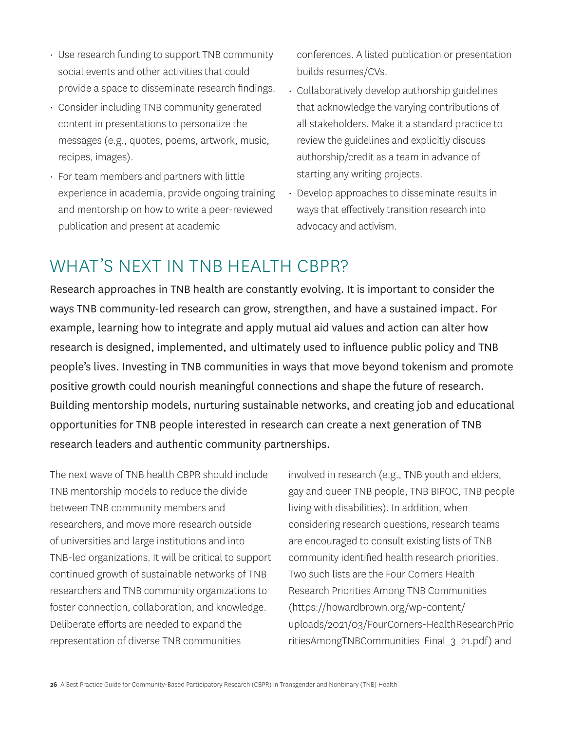- Use research funding to support TNB community social events and other activities that could provide a space to disseminate research findings.
- Consider including TNB community generated content in presentations to personalize the messages (e.g., quotes, poems, artwork, music, recipes, images).
- For team members and partners with little experience in academia, provide ongoing training and mentorship on how to write a peer-reviewed publication and present at academic conferences. A listed publication or presentation builds resumes/CVs.
- Collaboratively develop authorship guidelines that acknowledge the varying contributions of all stakeholders. Make it a standard practice to review the guidelines and explicitly discuss authorship/credit as a team in advance of starting any writing projects.
- Develop approaches to disseminate results in ways that effectively transition research into advocacy and activism.

## WHAT'S NEXT IN TNB HEALTH CBPR?

Research approaches in TNB health are constantly evolving. It is important to consider the ways TNB community-led research can grow, strengthen, and have a sustained impact. For example, learning how to integrate and apply mutual aid values and action can alter how research is designed, implemented, and ultimately used to influence public policy and TNB people's lives. Investing in TNB communities in ways that move beyond tokenism and promote positive growth could nourish meaningful connections and shape the future of research. Building mentorship models, nurturing sustainable networks, and creating job and educational opportunities for TNB people interested in research can create a next generation of TNB research leaders and authentic community partnerships.

The next wave of TNB health CBPR should include TNB mentorship models to reduce the divide between TNB community members and researchers, and move more research outside of universities and large institutions and into TNB-led organizations. It will be critical to support continued growth of sustainable networks of TNB researchers and TNB community organizations to foster connection, collaboration, and knowledge. Deliberate efforts are needed to expand the representation of diverse TNB communities involved in research (e.g., TNB youth and elders, gay and queer TNB people, TNB BIPOC, TNB people living with disabilities). In addition, when considering research questions, research teams are encouraged to consult existing lists of TNB community identified health research priorities. Two such lists are the Four Corners Health Research Priorities Among TNB Communities (https://howardbrown.org/wp-content/uploads/2021/03/FourCorners-HealthResearchPrioritiesAmongTNBCommunities_Final_3_21.pdf) and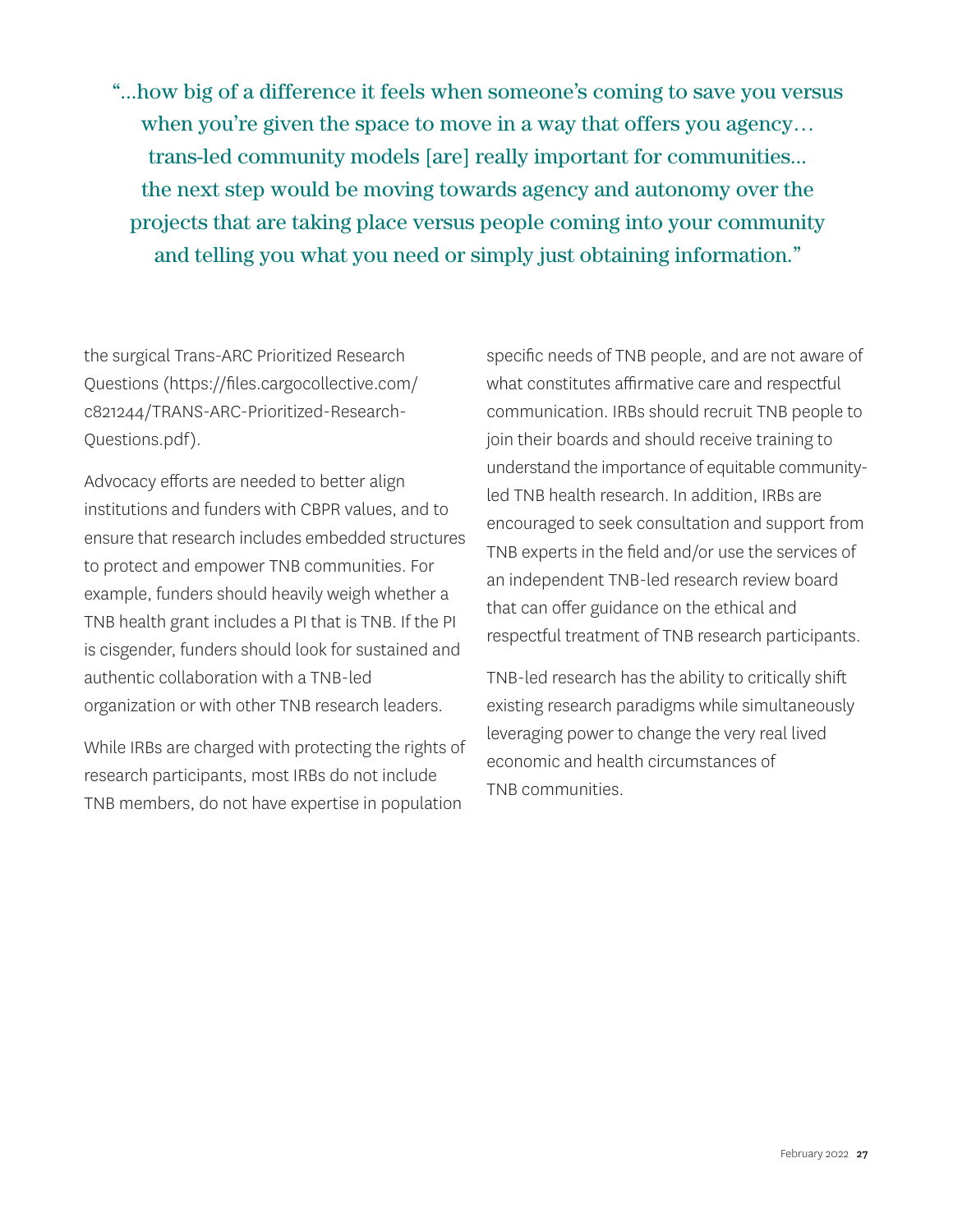> "...how big of a difference it feels when someone's coming to save you versus when you're given the space to move in a way that offers you agency... trans-led community models [are] really important for communities... the next step would be moving towards agency and autonomy over the projects that are taking place versus people coming into your community and telling you what you need or simply just obtaining information."

the surgical Trans-ARC Prioritized Research Questions (https://files.cargocollective.com/c821244/TRANS-ARC-Prioritized-Research-Questions.pdf).

Advocacy efforts are needed to better align institutions and funders with CBPR values, and to ensure that research includes embedded structures to protect and empower TNB communities. For example, funders should heavily weigh whether a TNB health grant includes a PI that is TNB. If the PI is cisgender, funders should look for sustained and authentic collaboration with a TNB-led organization or with other TNB research leaders.

While IRBs are charged with protecting the rights of research participants, most IRBs do not include TNB members, do not have expertise in population specific needs of TNB people, and are not aware of what constitutes affirmative care and respectful communication. IRBs should recruit TNB people to join their boards and should receive training to understand the importance of equitable community-led TNB health research. In addition, IRBs are encouraged to seek consultation and support from TNB experts in the field and/or use the services of an independent TNB-led research review board that can offer guidance on the ethical and respectful treatment of TNB research participants.

TNB-led research has the ability to critically shift existing research paradigms while simultaneously leveraging power to change the very real lived economic and health circumstances of TNB communities.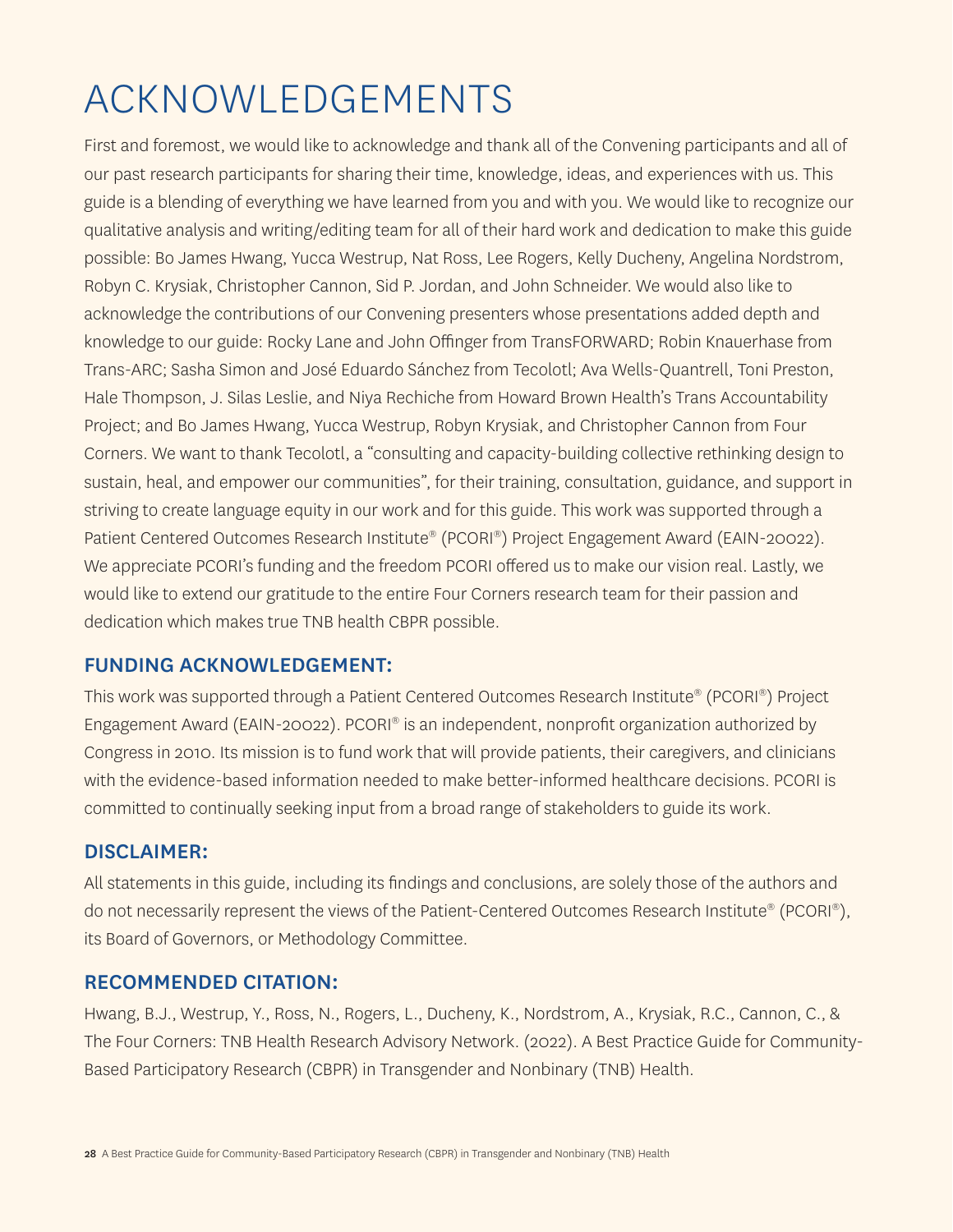# ACKNOWLEDGEMENTS

First and foremost, we would like to acknowledge and thank all of the Convening participants and all of our past research participants for sharing their time, knowledge, ideas, and experiences with us. This guide is a blending of everything we have learned from you and with you. We would like to recognize our qualitative analysis and writing/editing team for all of their hard work and dedication to make this guide possible: Bo James Hwang, Yucca Westrup, Nat Ross, Lee Rogers, Kelly Ducheny, Angelina Nordstrom, Robyn C. Krysiak, Christopher Cannon, Sid P. Jordan, and John Schneider. We would also like to acknowledge the contributions of our Convening presenters whose presentations added depth and knowledge to our guide: Rocky Lane and John Offinger from TransFORWARD; Robin Knauerhase from Trans-ARC; Sasha Simon and José Eduardo Sánchez from Tecolotl; Ava Wells-Quantrell, Toni Preston, Hale Thompson, J. Silas Leslie, and Niya Rechiche from Howard Brown Health's Trans Accountability Project; and Bo James Hwang, Yucca Westrup, Robyn Krysiak, and Christopher Cannon from Four Corners. We want to thank Tecolotl, a "consulting and capacity-building collective rethinking design to sustain, heal, and empower our communities", for their training, consultation, guidance, and support in striving to create language equity in our work and for this guide. This work was supported through a Patient Centered Outcomes Research Institute® (PCORI®) Project Engagement Award (EAIN-20022). We appreciate PCORI's funding and the freedom PCORI offered us to make our vision real. Lastly, we would like to extend our gratitude to the entire Four Corners research team for their passion and dedication which makes true TNB health CBPR possible.

## FUNDING ACKNOWLEDGEMENT:

This work was supported through a Patient Centered Outcomes Research Institute® (PCORI®) Project Engagement Award (EAIN-20022). PCORI® is an independent, nonprofit organization authorized by Congress in 2010. Its mission is to fund work that will provide patients, their caregivers, and clinicians with the evidence-based information needed to make better-informed healthcare decisions. PCORI is committed to continually seeking input from a broad range of stakeholders to guide its work.

## DISCLAIMER:

All statements in this guide, including its findings and conclusions, are solely those of the authors and do not necessarily represent the views of the Patient-Centered Outcomes Research Institute® (PCORI®), its Board of Governors, or Methodology Committee.

## RECOMMENDED CITATION:

Hwang, B.J., Westrup, Y., Ross, N., Rogers, L., Ducheny, K., Nordstrom, A., Krysiak, R.C., Cannon, C., & The Four Corners: TNB Health Research Advisory Network. (2022). A Best Practice Guide for Community-Based Participatory Research (CBPR) in Transgender and Nonbinary (TNB) Health.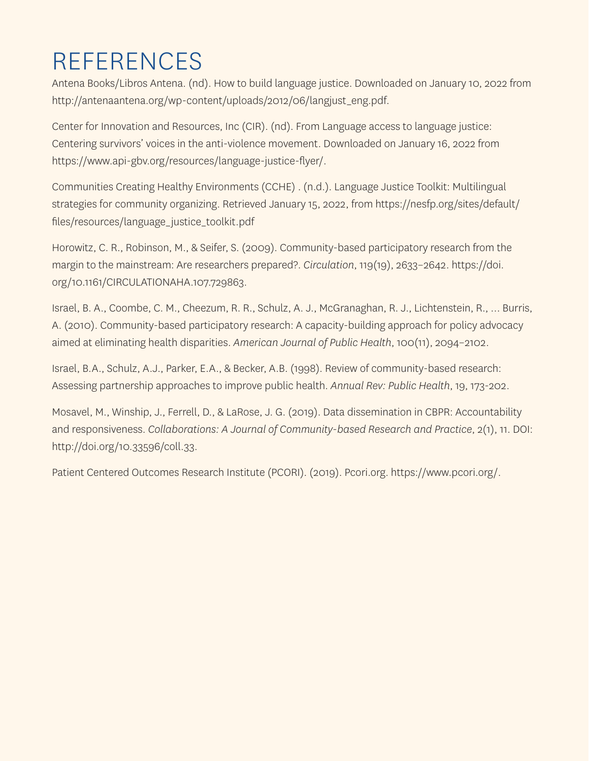# REFERENCES

Antena Books/Libros Antena. (nd). How to build language justice. Downloaded on January 10, 2022 from http://antenaantena.org/wp-content/uploads/2012/06/langjust_eng.pdf.

Center for Innovation and Resources, Inc (CIR). (nd). From Language access to language justice: Centering survivors' voices in the anti-violence movement. Downloaded on January 16, 2022 from https://www.api-gbv.org/resources/language-justice-flyer/.

Communities Creating Healthy Environments (CCHE) . (n.d.). Language Justice Toolkit: Multilingual strategies for community organizing. Retrieved January 15, 2022, from https://nesfp.org/sites/default/files/resources/language_justice_toolkit.pdf

Horowitz, C. R., Robinson, M., & Seifer, S. (2009). Community-based participatory research from the margin to the mainstream: Are researchers prepared?. *Circulation*, 119(19), 2633–2642. https://doi.org/10.1161/CIRCULATIONAHA.107.729863.

Israel, B. A., Coombe, C. M., Cheezum, R. R., Schulz, A. J., McGranaghan, R. J., Lichtenstein, R., ... Burris, A. (2010). Community-based participatory research: A capacity-building approach for policy advocacy aimed at eliminating health disparities. *American Journal of Public Health*, 100(11), 2094–2102.

Israel, B.A., Schulz, A.J., Parker, E.A., & Becker, A.B. (1998). Review of community-based research: Assessing partnership approaches to improve public health. *Annual Rev: Public Health*, 19, 173-202.

Mosavel, M., Winship, J., Ferrell, D., & LaRose, J. G. (2019). Data dissemination in CBPR: Accountability and responsiveness. *Collaborations: A Journal of Community-based Research and Practice*, 2(1), 11. DOI: http://doi.org/10.33596/coll.33.

Patient Centered Outcomes Research Institute (PCORI). (2019). Pcori.org. https://www.pcori.org/.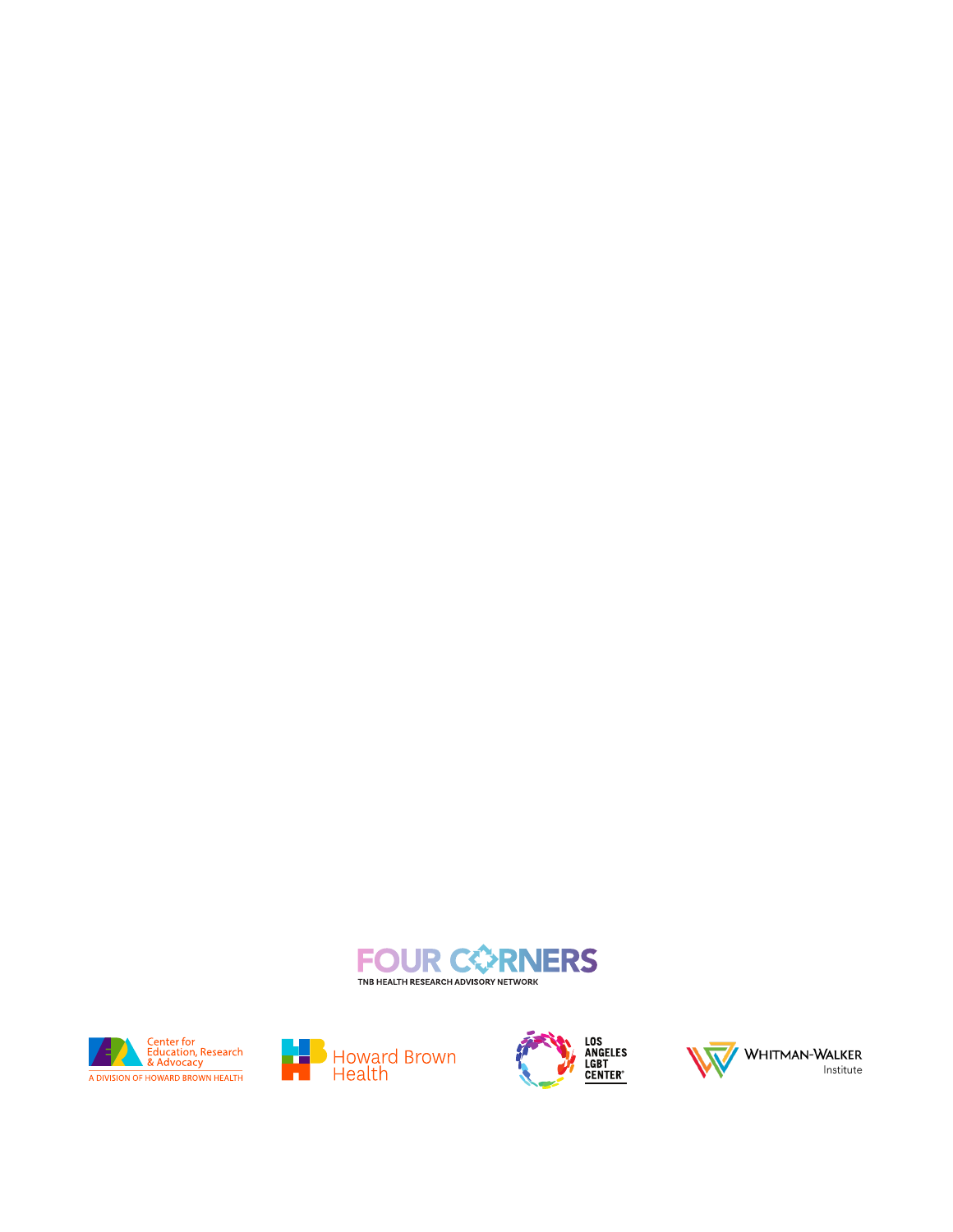FOUR CORNERS

TNB HEALTH RESEARCH ADVISORY NETWORK

Center for Education, Research & Advocacy

A DIVISION OF HOWARD BROWN HEALTH

Howard Brown Health

LOS ANGELES LGBT CENTER®

WHITMAN-WALKER Institute